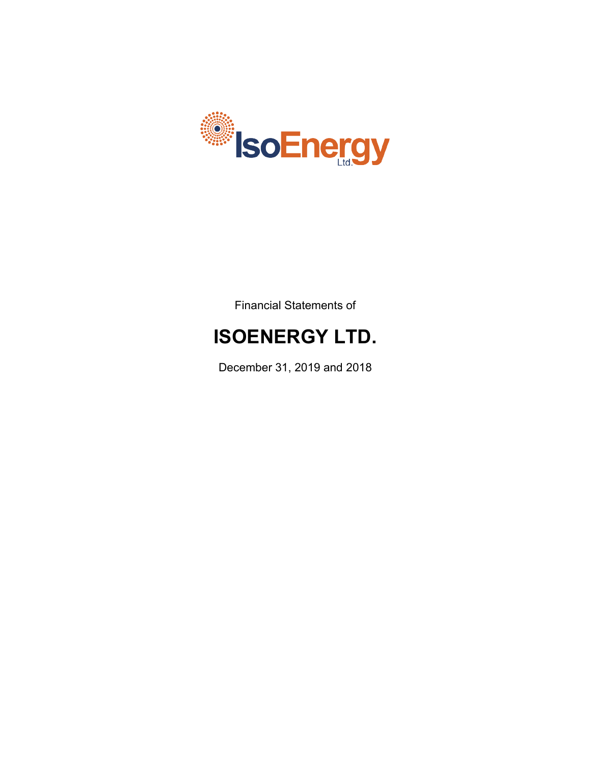IsoEnergy Ltd.

Financial Statements of

# ISOENERGY LTD.

December 31, 2019 and 2018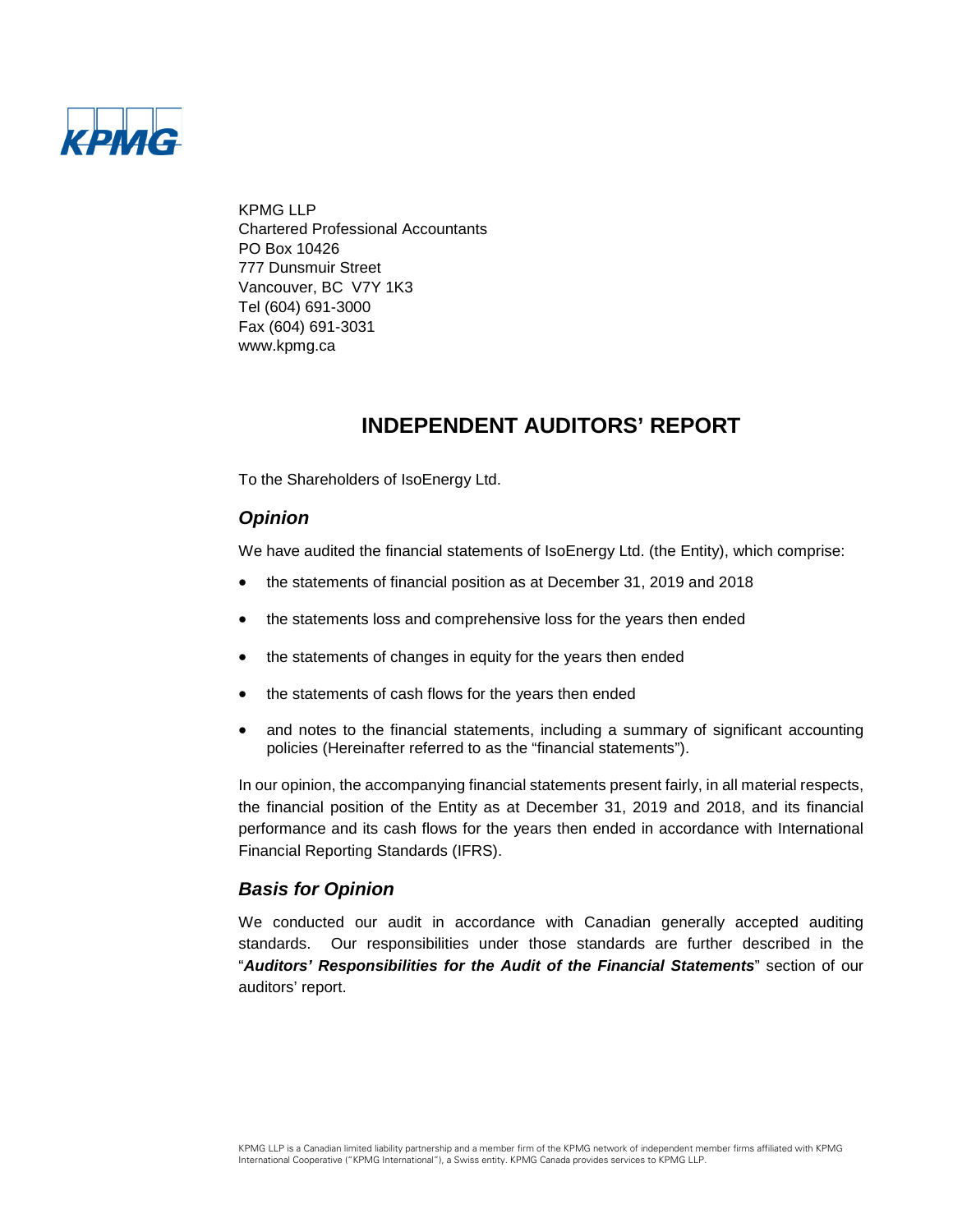KPMG LLP
Chartered Professional Accountants
PO Box 10426
777 Dunsmuir Street
Vancouver, BC V7Y 1K3
Tel (604) 691-3000
Fax (604) 691-3031
www.kpmg.ca

# INDEPENDENT AUDITORS' REPORT

To the Shareholders of IsoEnergy Ltd.

## *Opinion*

We have audited the financial statements of IsoEnergy Ltd. (the Entity), which comprise:

- the statements of financial position as at December 31, 2019 and 2018
- the statements loss and comprehensive loss for the years then ended
- the statements of changes in equity for the years then ended
- the statements of cash flows for the years then ended
- and notes to the financial statements, including a summary of significant accounting policies (Hereinafter referred to as the "financial statements").

In our opinion, the accompanying financial statements present fairly, in all material respects, the financial position of the Entity as at December 31, 2019 and 2018, and its financial performance and its cash flows for the years then ended in accordance with International Financial Reporting Standards (IFRS).

## *Basis for Opinion*

We conducted our audit in accordance with Canadian generally accepted auditing standards. Our responsibilities under those standards are further described in the "***Auditors' Responsibilities for the Audit of the Financial Statements***" section of our auditors' report.

KPMG LLP is a Canadian limited liability partnership and a member firm of the KPMG network of independent member firms affiliated with KPMG International Cooperative ("KPMG International"), a Swiss entity. KPMG Canada provides services to KPMG LLP.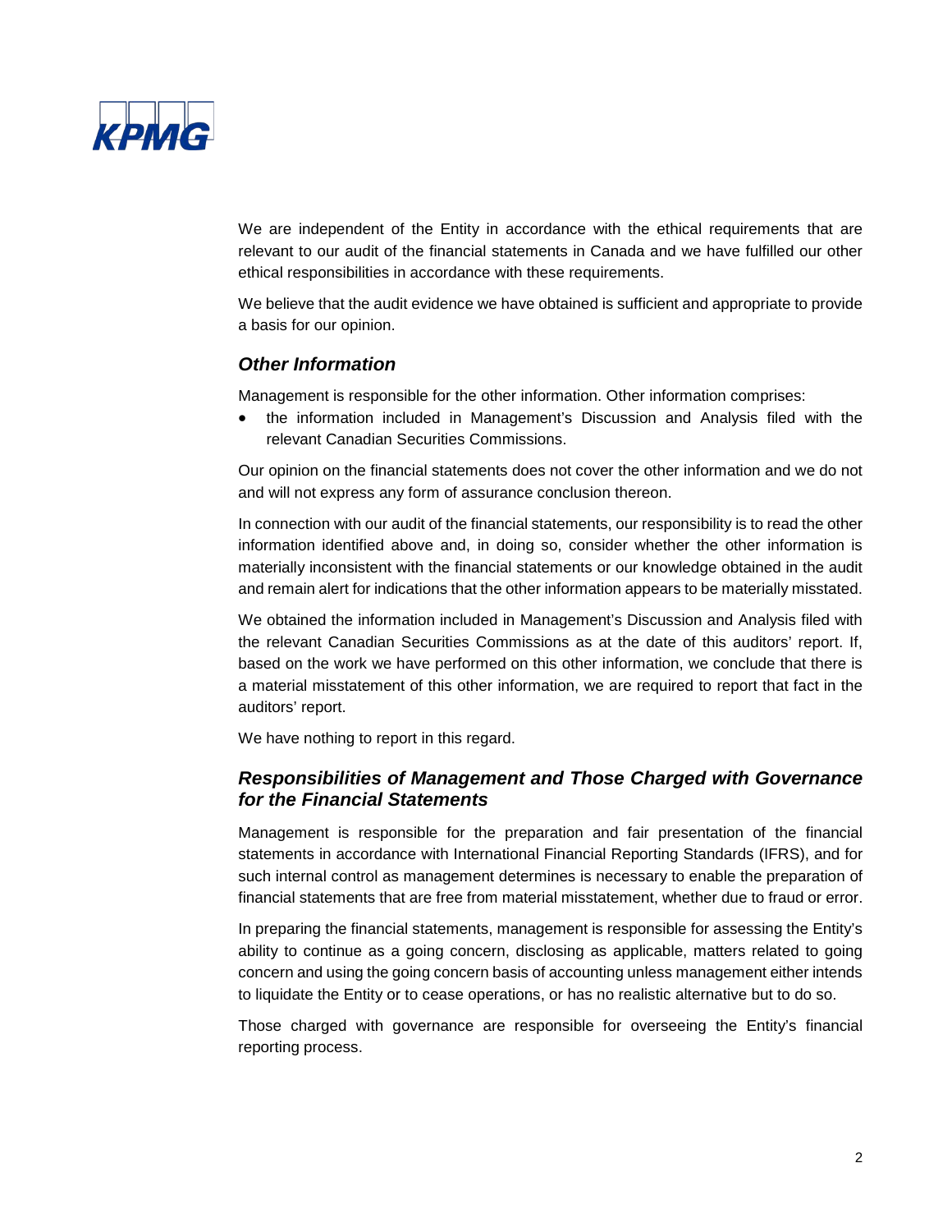We are independent of the Entity in accordance with the ethical requirements that are relevant to our audit of the financial statements in Canada and we have fulfilled our other ethical responsibilities in accordance with these requirements.

We believe that the audit evidence we have obtained is sufficient and appropriate to provide a basis for our opinion.

### *Other Information*

Management is responsible for the other information. Other information comprises:

- the information included in Management's Discussion and Analysis filed with the relevant Canadian Securities Commissions.

Our opinion on the financial statements does not cover the other information and we do not and will not express any form of assurance conclusion thereon.

In connection with our audit of the financial statements, our responsibility is to read the other information identified above and, in doing so, consider whether the other information is materially inconsistent with the financial statements or our knowledge obtained in the audit and remain alert for indications that the other information appears to be materially misstated.

We obtained the information included in Management's Discussion and Analysis filed with the relevant Canadian Securities Commissions as at the date of this auditors' report. If, based on the work we have performed on this other information, we conclude that there is a material misstatement of this other information, we are required to report that fact in the auditors' report.

We have nothing to report in this regard.

### *Responsibilities of Management and Those Charged with Governance for the Financial Statements*

Management is responsible for the preparation and fair presentation of the financial statements in accordance with International Financial Reporting Standards (IFRS), and for such internal control as management determines is necessary to enable the preparation of financial statements that are free from material misstatement, whether due to fraud or error.

In preparing the financial statements, management is responsible for assessing the Entity's ability to continue as a going concern, disclosing as applicable, matters related to going concern and using the going concern basis of accounting unless management either intends to liquidate the Entity or to cease operations, or has no realistic alternative but to do so.

Those charged with governance are responsible for overseeing the Entity's financial reporting process.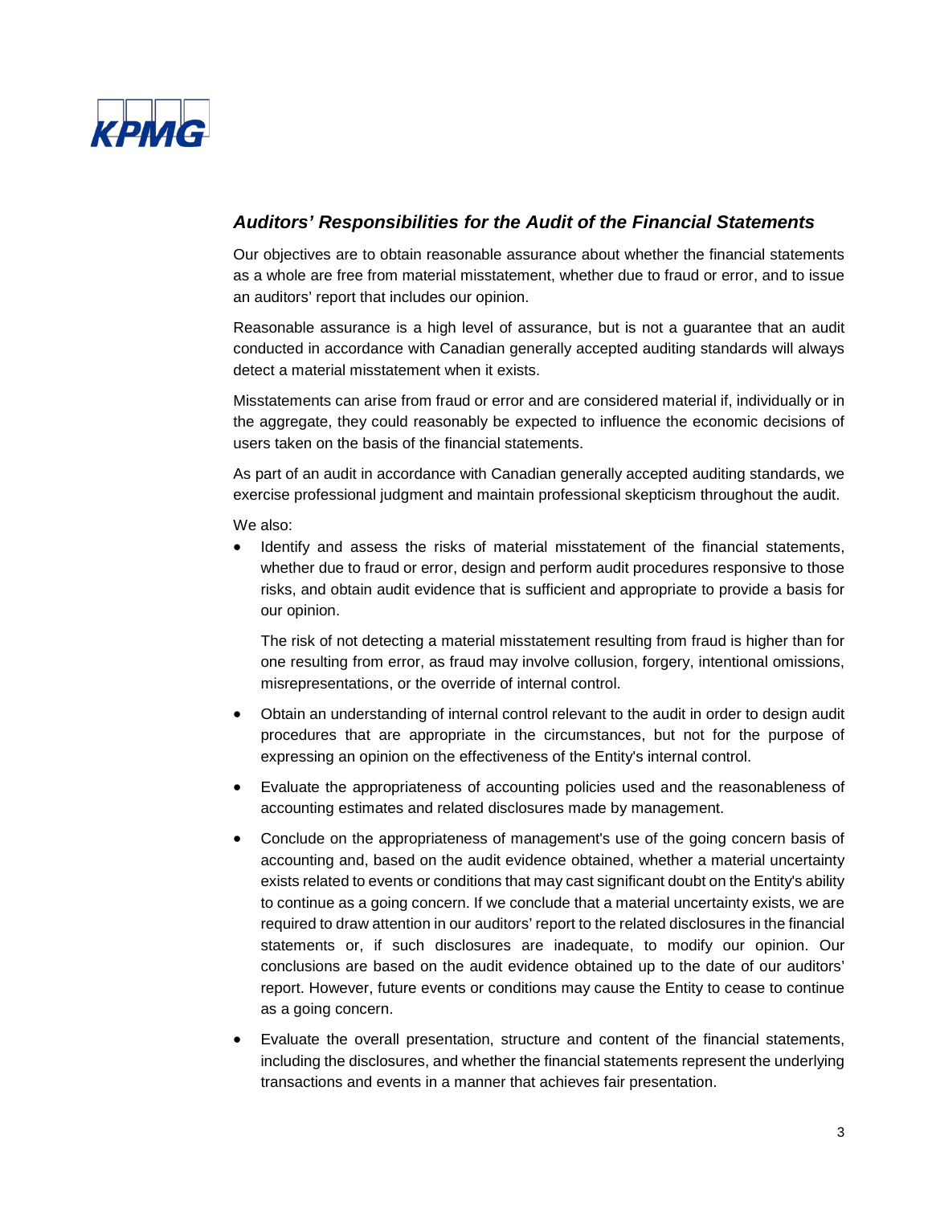### *Auditors' Responsibilities for the Audit of the Financial Statements*

Our objectives are to obtain reasonable assurance about whether the financial statements as a whole are free from material misstatement, whether due to fraud or error, and to issue an auditors' report that includes our opinion.

Reasonable assurance is a high level of assurance, but is not a guarantee that an audit conducted in accordance with Canadian generally accepted auditing standards will always detect a material misstatement when it exists.

Misstatements can arise from fraud or error and are considered material if, individually or in the aggregate, they could reasonably be expected to influence the economic decisions of users taken on the basis of the financial statements.

As part of an audit in accordance with Canadian generally accepted auditing standards, we exercise professional judgment and maintain professional skepticism throughout the audit.

We also:

- Identify and assess the risks of material misstatement of the financial statements, whether due to fraud or error, design and perform audit procedures responsive to those risks, and obtain audit evidence that is sufficient and appropriate to provide a basis for our opinion.

  The risk of not detecting a material misstatement resulting from fraud is higher than for one resulting from error, as fraud may involve collusion, forgery, intentional omissions, misrepresentations, or the override of internal control.

- Obtain an understanding of internal control relevant to the audit in order to design audit procedures that are appropriate in the circumstances, but not for the purpose of expressing an opinion on the effectiveness of the Entity's internal control.

- Evaluate the appropriateness of accounting policies used and the reasonableness of accounting estimates and related disclosures made by management.

- Conclude on the appropriateness of management's use of the going concern basis of accounting and, based on the audit evidence obtained, whether a material uncertainty exists related to events or conditions that may cast significant doubt on the Entity's ability to continue as a going concern. If we conclude that a material uncertainty exists, we are required to draw attention in our auditors' report to the related disclosures in the financial statements or, if such disclosures are inadequate, to modify our opinion. Our conclusions are based on the audit evidence obtained up to the date of our auditors' report. However, future events or conditions may cause the Entity to cease to continue as a going concern.

- Evaluate the overall presentation, structure and content of the financial statements, including the disclosures, and whether the financial statements represent the underlying transactions and events in a manner that achieves fair presentation.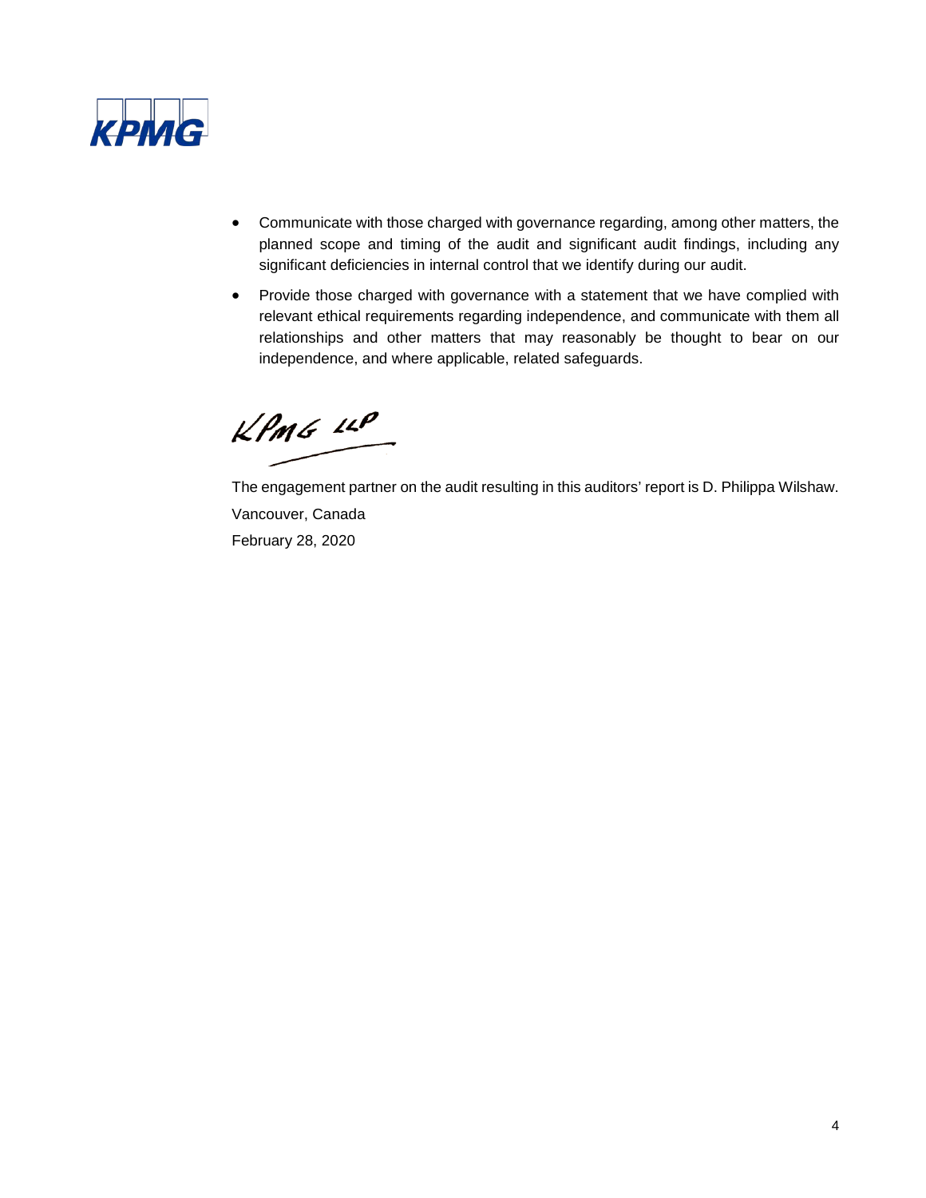- Communicate with those charged with governance regarding, among other matters, the planned scope and timing of the audit and significant audit findings, including any significant deficiencies in internal control that we identify during our audit.
- Provide those charged with governance with a statement that we have complied with relevant ethical requirements regarding independence, and communicate with them all relationships and other matters that may reasonably be thought to bear on our independence, and where applicable, related safeguards.

KPMG LLP

The engagement partner on the audit resulting in this auditors' report is D. Philippa Wilshaw.

Vancouver, Canada

February 28, 2020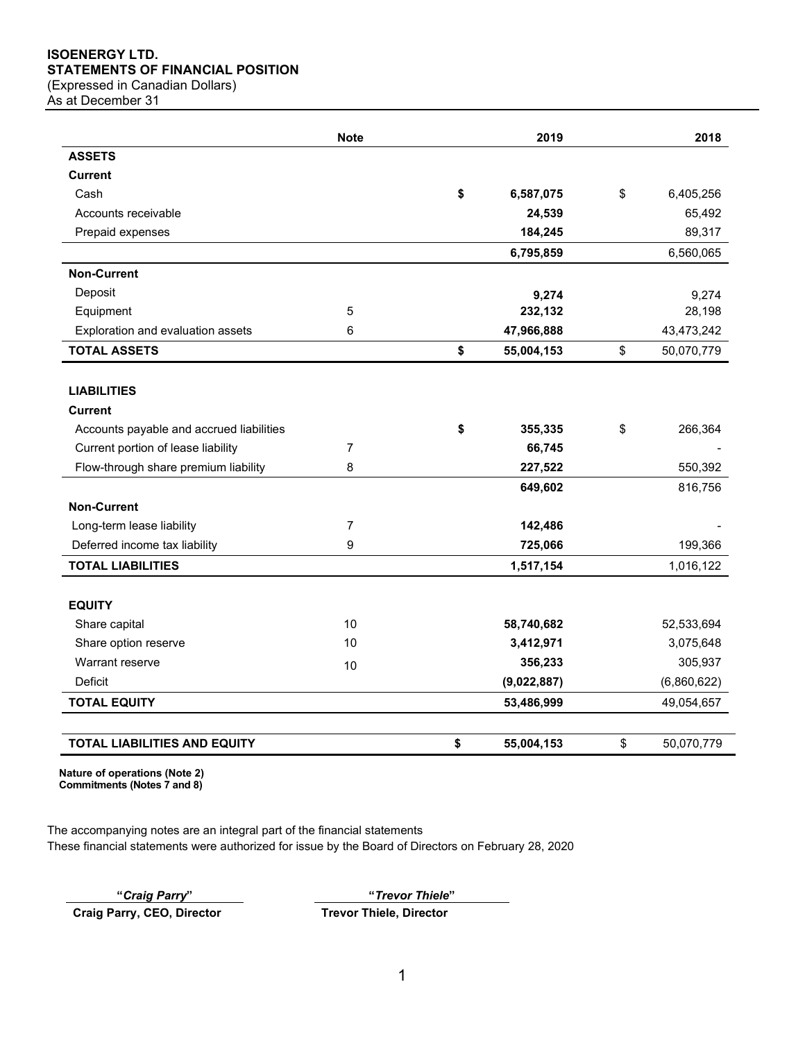**ISOENERGY LTD.**
**STATEMENTS OF FINANCIAL POSITION**
(Expressed in Canadian Dollars)
As at December 31

| | Note | 2019 | 2018 |
|---|---|---|---|
| **ASSETS** | | | |
| **Current** | | | |
| Cash | | **$ 6,587,075** | $ 6,405,256 |
| Accounts receivable | | **24,539** | 65,492 |
| Prepaid expenses | | **184,245** | 89,317 |
| | | **6,795,859** | 6,560,065 |
| **Non-Current** | | | |
| Deposit | | **9,274** | 9,274 |
| Equipment | 5 | **232,132** | 28,198 |
| Exploration and evaluation assets | 6 | **47,966,888** | 43,473,242 |
| **TOTAL ASSETS** | | **$ 55,004,153** | $ 50,070,779 |
| | | | |
| **LIABILITIES** | | | |
| **Current** | | | |
| Accounts payable and accrued liabilities | | **$ 355,335** | $ 266,364 |
| Current portion of lease liability | 7 | **66,745** | - |
| Flow-through share premium liability | 8 | **227,522** | 550,392 |
| | | **649,602** | 816,756 |
| **Non-Current** | | | |
| Long-term lease liability | 7 | **142,486** | - |
| Deferred income tax liability | 9 | **725,066** | 199,366 |
| **TOTAL LIABILITIES** | | **1,517,154** | 1,016,122 |
| | | | |
| **EQUITY** | | | |
| Share capital | 10 | **58,740,682** | 52,533,694 |
| Share option reserve | 10 | **3,412,971** | 3,075,648 |
| Warrant reserve | 10 | **356,233** | 305,937 |
| Deficit | | **(9,022,887)** | (6,860,622) |
| **TOTAL EQUITY** | | **53,486,999** | 49,054,657 |
| | | | |
| **TOTAL LIABILITIES AND EQUITY** | | **$ 55,004,153** | $ 50,070,779 |

**Nature of operations (Note 2)**
**Commitments (Notes 7 and 8)**

The accompanying notes are an integral part of the financial statements
These financial statements were authorized for issue by the Board of Directors on February 28, 2020

| **"*Craig Parry*"** | **"*Trevor Thiele*"** |
|---|---|
| **Craig Parry, CEO, Director** | **Trevor Thiele, Director** |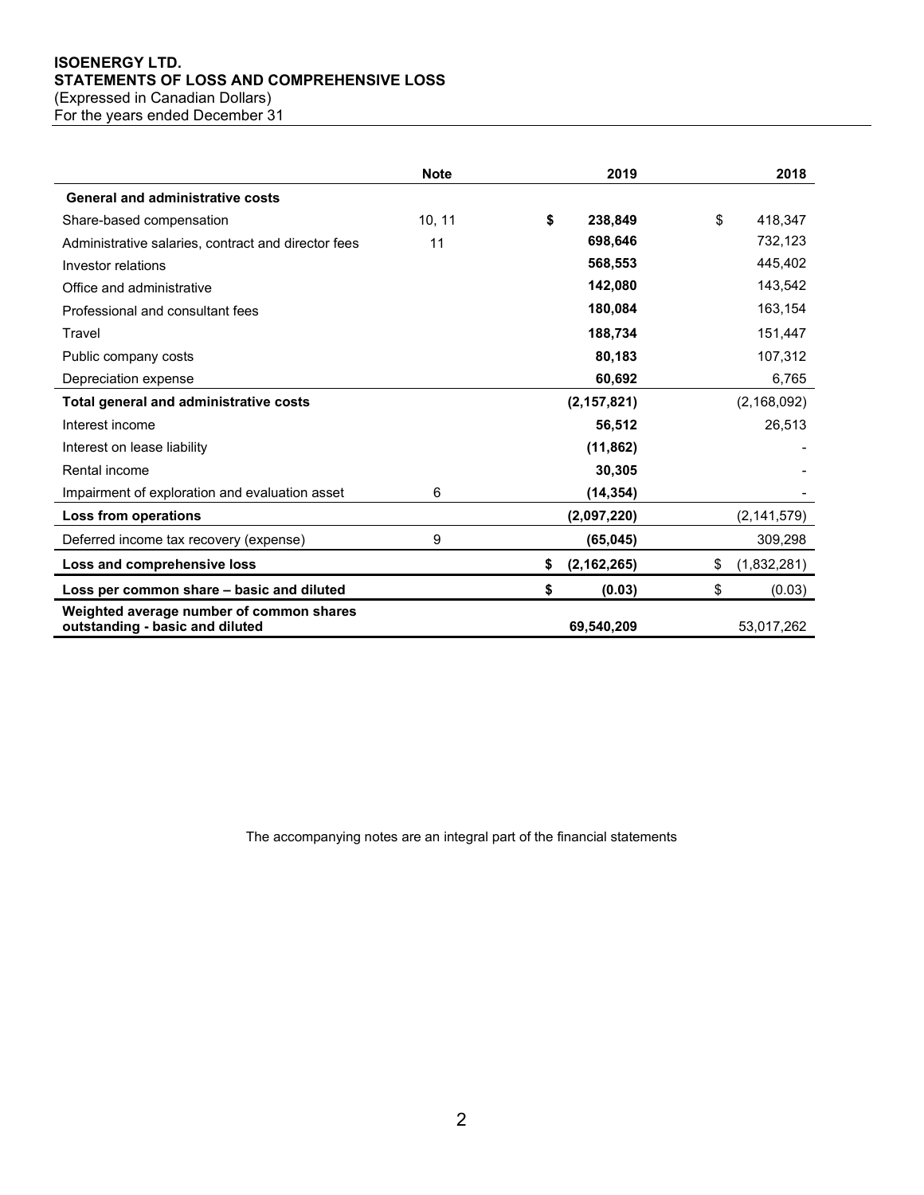**ISOENERGY LTD.**
**STATEMENTS OF LOSS AND COMPREHENSIVE LOSS**
(Expressed in Canadian Dollars)
For the years ended December 31

| | Note | 2019 | 2018 |
|---|---|---|---|
| **General and administrative costs** | | | |
| Share-based compensation | 10, 11 | **$ 238,849** | $ 418,347 |
| Administrative salaries, contract and director fees | 11 | **698,646** | 732,123 |
| Investor relations | | **568,553** | 445,402 |
| Office and administrative | | **142,080** | 143,542 |
| Professional and consultant fees | | **180,084** | 163,154 |
| Travel | | **188,734** | 151,447 |
| Public company costs | | **80,183** | 107,312 |
| Depreciation expense | | **60,692** | 6,765 |
| **Total general and administrative costs** | | **(2,157,821)** | (2,168,092) |
| Interest income | | **56,512** | 26,513 |
| Interest on lease liability | | **(11,862)** | - |
| Rental income | | **30,305** | - |
| Impairment of exploration and evaluation asset | 6 | **(14,354)** | - |
| **Loss from operations** | | **(2,097,220)** | (2,141,579) |
| Deferred income tax recovery (expense) | 9 | **(65,045)** | 309,298 |
| **Loss and comprehensive loss** | | **$ (2,162,265)** | $ (1,832,281) |
| **Loss per common share – basic and diluted** | | **$ (0.03)** | $ (0.03) |
| **Weighted average number of common shares outstanding - basic and diluted** | | **69,540,209** | 53,017,262 |

The accompanying notes are an integral part of the financial statements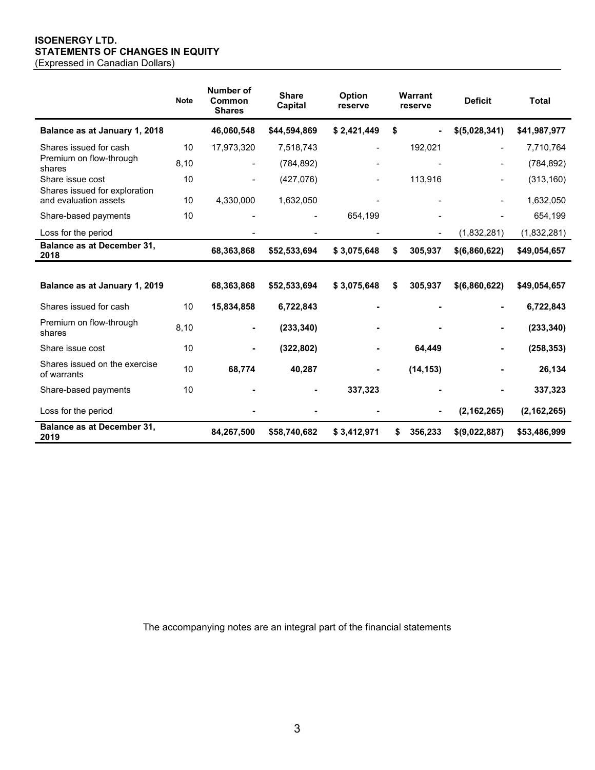**ISOENERGY LTD.**
**STATEMENTS OF CHANGES IN EQUITY**
(Expressed in Canadian Dollars)

| | Note | Number of Common Shares | Share Capital | Option reserve | Warrant reserve | Deficit | Total |
|---|---|---|---|---|---|---|---|
| **Balance as at January 1, 2018** | | **46,060,548** | **$44,594,869** | **$ 2,421,449** | **$ -** | **$(5,028,341)** | **$41,987,977** |
| Shares issued for cash | 10 | 17,973,320 | 7,518,743 | - | 192,021 | - | 7,710,764 |
| Premium on flow-through shares | 8,10 | - | (784,892) | - | - | - | (784,892) |
| Share issue cost | 10 | - | (427,076) | - | 113,916 | - | (313,160) |
| Shares issued for exploration and evaluation assets | 10 | 4,330,000 | 1,632,050 | - | - | - | 1,632,050 |
| Share-based payments | 10 | - | - | 654,199 | - | - | 654,199 |
| Loss for the period | | - | - | - | - | (1,832,281) | (1,832,281) |
| **Balance as at December 31, 2018** | | **68,363,868** | **$52,533,694** | **$ 3,075,648** | **$ 305,937** | **$(6,860,622)** | **$49,054,657** |
| | | | | | | | |
| **Balance as at January 1, 2019** | | **68,363,868** | **$52,533,694** | **$ 3,075,648** | **$ 305,937** | **$(6,860,622)** | **$49,054,657** |
| Shares issued for cash | 10 | **15,834,858** | **6,722,843** | **-** | **-** | **-** | **6,722,843** |
| Premium on flow-through shares | 8,10 | **-** | **(233,340)** | **-** | **-** | **-** | **(233,340)** |
| Share issue cost | 10 | **-** | **(322,802)** | **-** | **64,449** | **-** | **(258,353)** |
| Shares issued on the exercise of warrants | 10 | **68,774** | **40,287** | **-** | **(14,153)** | **-** | **26,134** |
| Share-based payments | 10 | **-** | **-** | **337,323** | **-** | **-** | **337,323** |
| Loss for the period | | **-** | **-** | **-** | **-** | **(2,162,265)** | **(2,162,265)** |
| **Balance as at December 31, 2019** | | **84,267,500** | **$58,740,682** | **$ 3,412,971** | **$ 356,233** | **$(9,022,887)** | **$53,486,999** |

The accompanying notes are an integral part of the financial statements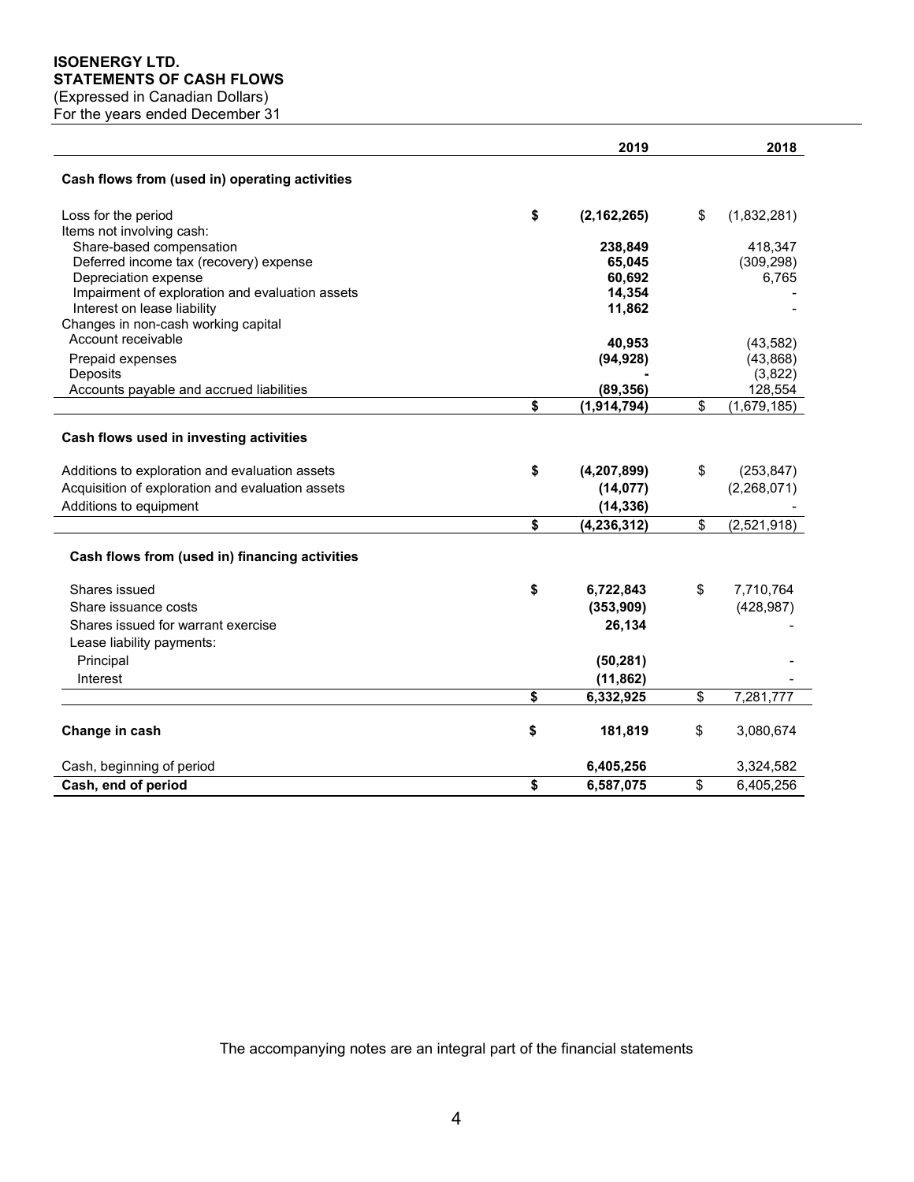**ISOENERGY LTD.**
**STATEMENTS OF CASH FLOWS**
(Expressed in Canadian Dollars)
For the years ended December 31

| | 2019 | 2018 |
|---|---|---|
| **Cash flows from (used in) operating activities** | | |
| Loss for the period | $ (2,162,265) | $ (1,832,281) |
| Items not involving cash: | | |
| Share-based compensation | 238,849 | 418,347 |
| Deferred income tax (recovery) expense | 65,045 | (309,298) |
| Depreciation expense | 60,692 | 6,765 |
| Impairment of exploration and evaluation assets | 14,354 | - |
| Interest on lease liability | 11,862 | - |
| Changes in non-cash working capital | | |
| Account receivable | 40,953 | (43,582) |
| Prepaid expenses | (94,928) | (43,868) |
| Deposits | - | (3,822) |
| Accounts payable and accrued liabilities | (89,356) | 128,554 |
| | $ (1,914,794) | $ (1,679,185) |
| **Cash flows used in investing activities** | | |
| Additions to exploration and evaluation assets | $ (4,207,899) | $ (253,847) |
| Acquisition of exploration and evaluation assets | (14,077) | (2,268,071) |
| Additions to equipment | (14,336) | - |
| | $ (4,236,312) | $ (2,521,918) |
| **Cash flows from (used in) financing activities** | | |
| Shares issued | $ 6,722,843 | $ 7,710,764 |
| Share issuance costs | (353,909) | (428,987) |
| Shares issued for warrant exercise | 26,134 | - |
| Lease liability payments: | | |
| Principal | (50,281) | - |
| Interest | (11,862) | - |
| | $ 6,332,925 | $ 7,281,777 |
| **Change in cash** | $ 181,819 | $ 3,080,674 |
| Cash, beginning of period | 6,405,256 | 3,324,582 |
| **Cash, end of period** | $ 6,587,075 | $ 6,405,256 |

The accompanying notes are an integral part of the financial statements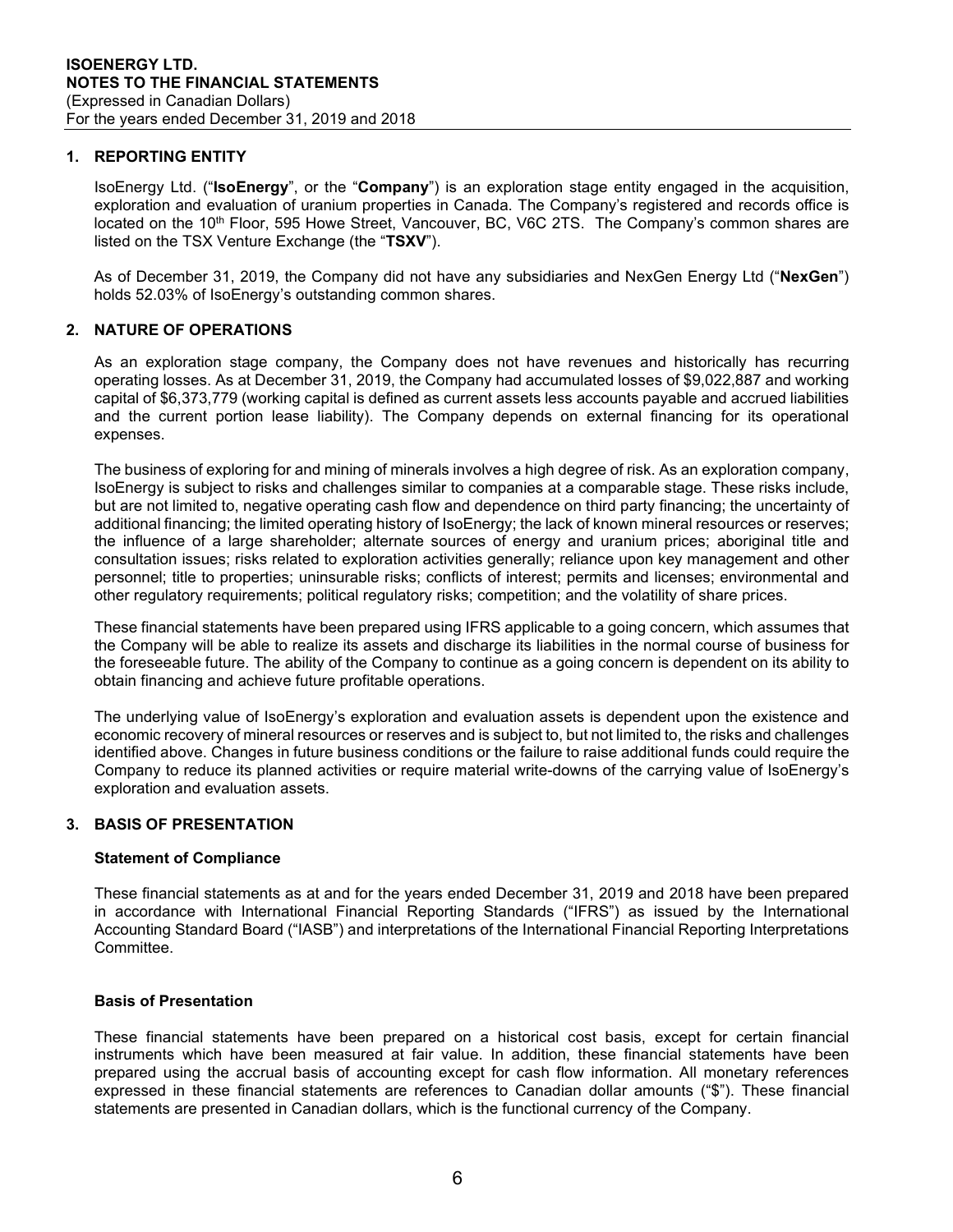## 1. REPORTING ENTITY

IsoEnergy Ltd. ("**IsoEnergy**", or the "**Company**") is an exploration stage entity engaged in the acquisition, exploration and evaluation of uranium properties in Canada. The Company's registered and records office is located on the 10th Floor, 595 Howe Street, Vancouver, BC, V6C 2TS. The Company's common shares are listed on the TSX Venture Exchange (the "**TSXV**").

As of December 31, 2019, the Company did not have any subsidiaries and NexGen Energy Ltd ("**NexGen**") holds 52.03% of IsoEnergy's outstanding common shares.

## 2. NATURE OF OPERATIONS

As an exploration stage company, the Company does not have revenues and historically has recurring operating losses. As at December 31, 2019, the Company had accumulated losses of $9,022,887 and working capital of $6,373,779 (working capital is defined as current assets less accounts payable and accrued liabilities and the current portion lease liability). The Company depends on external financing for its operational expenses.

The business of exploring for and mining of minerals involves a high degree of risk. As an exploration company, IsoEnergy is subject to risks and challenges similar to companies at a comparable stage. These risks include, but are not limited to, negative operating cash flow and dependence on third party financing; the uncertainty of additional financing; the limited operating history of IsoEnergy; the lack of known mineral resources or reserves; the influence of a large shareholder; alternate sources of energy and uranium prices; aboriginal title and consultation issues; risks related to exploration activities generally; reliance upon key management and other personnel; title to properties; uninsurable risks; conflicts of interest; permits and licenses; environmental and other regulatory requirements; political regulatory risks; competition; and the volatility of share prices.

These financial statements have been prepared using IFRS applicable to a going concern, which assumes that the Company will be able to realize its assets and discharge its liabilities in the normal course of business for the foreseeable future. The ability of the Company to continue as a going concern is dependent on its ability to obtain financing and achieve future profitable operations.

The underlying value of IsoEnergy's exploration and evaluation assets is dependent upon the existence and economic recovery of mineral resources or reserves and is subject to, but not limited to, the risks and challenges identified above. Changes in future business conditions or the failure to raise additional funds could require the Company to reduce its planned activities or require material write-downs of the carrying value of IsoEnergy's exploration and evaluation assets.

## 3. BASIS OF PRESENTATION

### Statement of Compliance

These financial statements as at and for the years ended December 31, 2019 and 2018 have been prepared in accordance with International Financial Reporting Standards ("IFRS") as issued by the International Accounting Standard Board ("IASB") and interpretations of the International Financial Reporting Interpretations Committee.

### Basis of Presentation

These financial statements have been prepared on a historical cost basis, except for certain financial instruments which have been measured at fair value. In addition, these financial statements have been prepared using the accrual basis of accounting except for cash flow information. All monetary references expressed in these financial statements are references to Canadian dollar amounts ("$"). These financial statements are presented in Canadian dollars, which is the functional currency of the Company.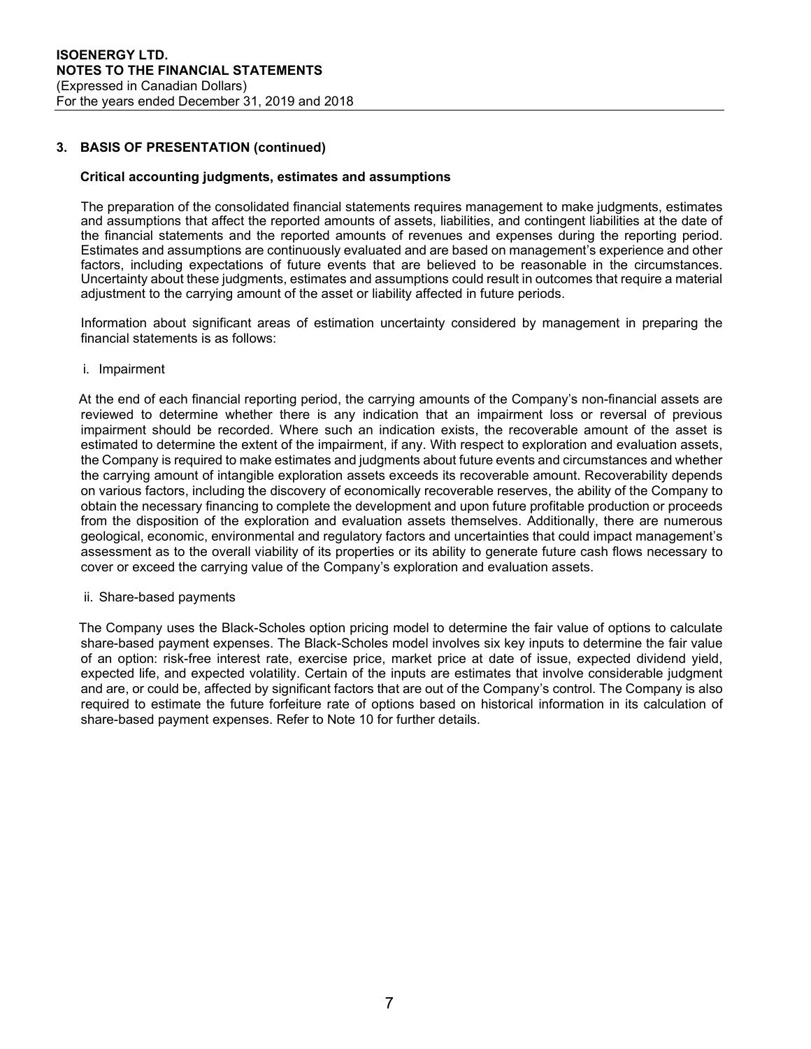## 3. BASIS OF PRESENTATION (continued)

### Critical accounting judgments, estimates and assumptions

The preparation of the consolidated financial statements requires management to make judgments, estimates and assumptions that affect the reported amounts of assets, liabilities, and contingent liabilities at the date of the financial statements and the reported amounts of revenues and expenses during the reporting period. Estimates and assumptions are continuously evaluated and are based on management's experience and other factors, including expectations of future events that are believed to be reasonable in the circumstances. Uncertainty about these judgments, estimates and assumptions could result in outcomes that require a material adjustment to the carrying amount of the asset or liability affected in future periods.

Information about significant areas of estimation uncertainty considered by management in preparing the financial statements is as follows:

i. Impairment

At the end of each financial reporting period, the carrying amounts of the Company's non-financial assets are reviewed to determine whether there is any indication that an impairment loss or reversal of previous impairment should be recorded. Where such an indication exists, the recoverable amount of the asset is estimated to determine the extent of the impairment, if any. With respect to exploration and evaluation assets, the Company is required to make estimates and judgments about future events and circumstances and whether the carrying amount of intangible exploration assets exceeds its recoverable amount. Recoverability depends on various factors, including the discovery of economically recoverable reserves, the ability of the Company to obtain the necessary financing to complete the development and upon future profitable production or proceeds from the disposition of the exploration and evaluation assets themselves. Additionally, there are numerous geological, economic, environmental and regulatory factors and uncertainties that could impact management's assessment as to the overall viability of its properties or its ability to generate future cash flows necessary to cover or exceed the carrying value of the Company's exploration and evaluation assets.

ii. Share-based payments

The Company uses the Black-Scholes option pricing model to determine the fair value of options to calculate share-based payment expenses. The Black-Scholes model involves six key inputs to determine the fair value of an option: risk-free interest rate, exercise price, market price at date of issue, expected dividend yield, expected life, and expected volatility. Certain of the inputs are estimates that involve considerable judgment and are, or could be, affected by significant factors that are out of the Company's control. The Company is also required to estimate the future forfeiture rate of options based on historical information in its calculation of share-based payment expenses. Refer to Note 10 for further details.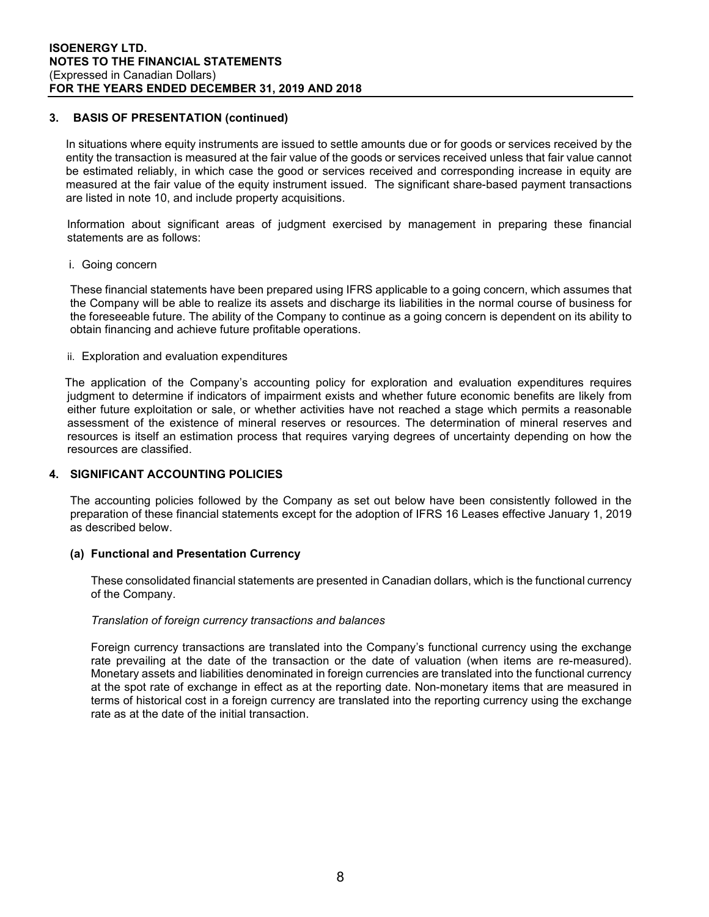## 3. BASIS OF PRESENTATION (continued)

In situations where equity instruments are issued to settle amounts due or for goods or services received by the entity the transaction is measured at the fair value of the goods or services received unless that fair value cannot be estimated reliably, in which case the good or services received and corresponding increase in equity are measured at the fair value of the equity instrument issued. The significant share-based payment transactions are listed in note 10, and include property acquisitions.

Information about significant areas of judgment exercised by management in preparing these financial statements are as follows:

i. Going concern

These financial statements have been prepared using IFRS applicable to a going concern, which assumes that the Company will be able to realize its assets and discharge its liabilities in the normal course of business for the foreseeable future. The ability of the Company to continue as a going concern is dependent on its ability to obtain financing and achieve future profitable operations.

ii. Exploration and evaluation expenditures

The application of the Company's accounting policy for exploration and evaluation expenditures requires judgment to determine if indicators of impairment exists and whether future economic benefits are likely from either future exploitation or sale, or whether activities have not reached a stage which permits a reasonable assessment of the existence of mineral reserves or resources. The determination of mineral reserves and resources is itself an estimation process that requires varying degrees of uncertainty depending on how the resources are classified.

## 4. SIGNIFICANT ACCOUNTING POLICIES

The accounting policies followed by the Company as set out below have been consistently followed in the preparation of these financial statements except for the adoption of IFRS 16 Leases effective January 1, 2019 as described below.

### (a) Functional and Presentation Currency

These consolidated financial statements are presented in Canadian dollars, which is the functional currency of the Company.

*Translation of foreign currency transactions and balances*

Foreign currency transactions are translated into the Company's functional currency using the exchange rate prevailing at the date of the transaction or the date of valuation (when items are re-measured). Monetary assets and liabilities denominated in foreign currencies are translated into the functional currency at the spot rate of exchange in effect as at the reporting date. Non-monetary items that are measured in terms of historical cost in a foreign currency are translated into the reporting currency using the exchange rate as at the date of the initial transaction.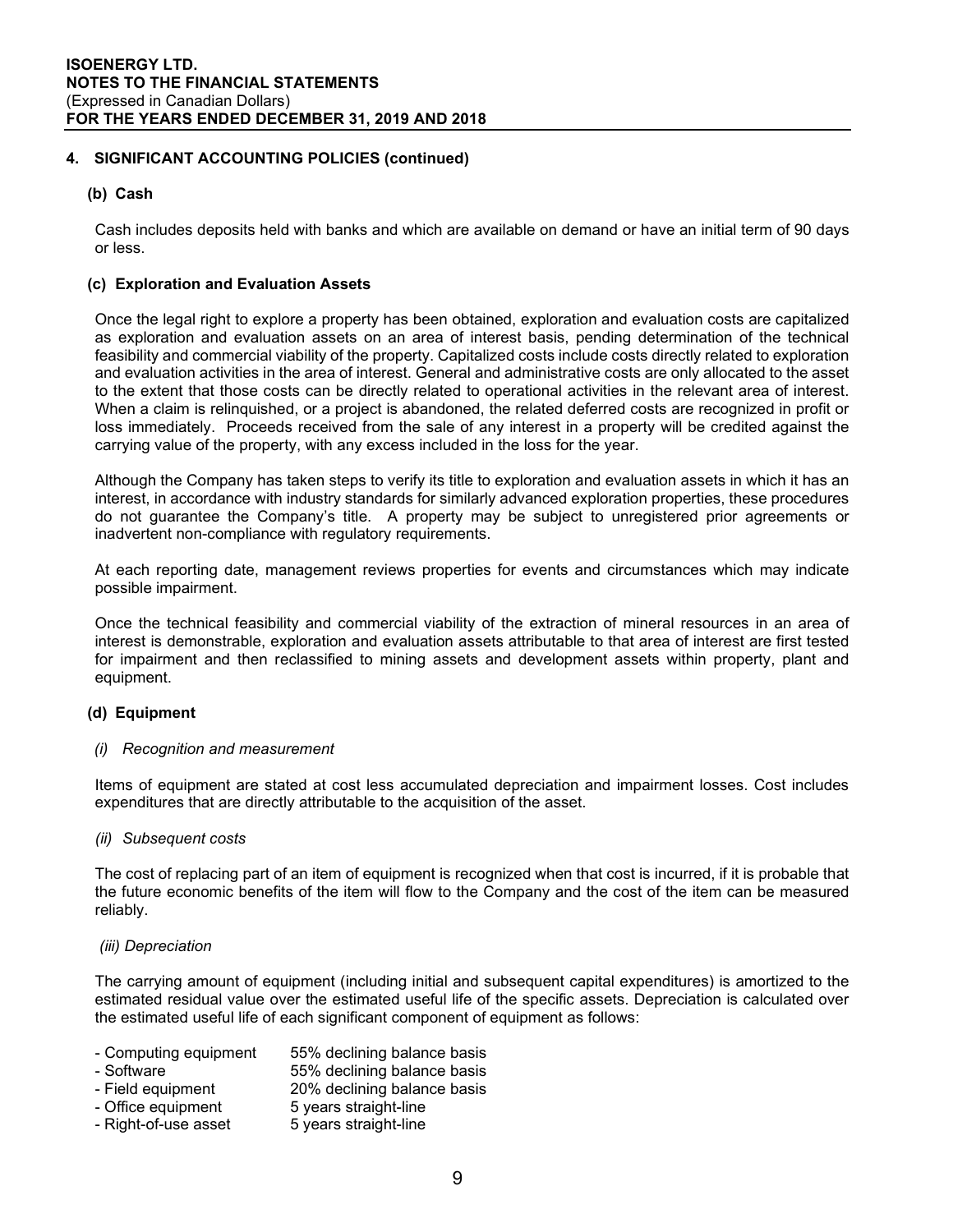## 4. SIGNIFICANT ACCOUNTING POLICIES (continued)

### (b) Cash

Cash includes deposits held with banks and which are available on demand or have an initial term of 90 days or less.

### (c) Exploration and Evaluation Assets

Once the legal right to explore a property has been obtained, exploration and evaluation costs are capitalized as exploration and evaluation assets on an area of interest basis, pending determination of the technical feasibility and commercial viability of the property. Capitalized costs include costs directly related to exploration and evaluation activities in the area of interest. General and administrative costs are only allocated to the asset to the extent that those costs can be directly related to operational activities in the relevant area of interest. When a claim is relinquished, or a project is abandoned, the related deferred costs are recognized in profit or loss immediately. Proceeds received from the sale of any interest in a property will be credited against the carrying value of the property, with any excess included in the loss for the year.

Although the Company has taken steps to verify its title to exploration and evaluation assets in which it has an interest, in accordance with industry standards for similarly advanced exploration properties, these procedures do not guarantee the Company's title. A property may be subject to unregistered prior agreements or inadvertent non-compliance with regulatory requirements.

At each reporting date, management reviews properties for events and circumstances which may indicate possible impairment.

Once the technical feasibility and commercial viability of the extraction of mineral resources in an area of interest is demonstrable, exploration and evaluation assets attributable to that area of interest are first tested for impairment and then reclassified to mining assets and development assets within property, plant and equipment.

### (d) Equipment

*(i) Recognition and measurement*

Items of equipment are stated at cost less accumulated depreciation and impairment losses. Cost includes expenditures that are directly attributable to the acquisition of the asset.

*(ii) Subsequent costs*

The cost of replacing part of an item of equipment is recognized when that cost is incurred, if it is probable that the future economic benefits of the item will flow to the Company and the cost of the item can be measured reliably.

*(iii) Depreciation*

The carrying amount of equipment (including initial and subsequent capital expenditures) is amortized to the estimated residual value over the estimated useful life of the specific assets. Depreciation is calculated over the estimated useful life of each significant component of equipment as follows:

| | |
|---|---|
| - Computing equipment | 55% declining balance basis |
| - Software | 55% declining balance basis |
| - Field equipment | 20% declining balance basis |
| - Office equipment | 5 years straight-line |
| - Right-of-use asset | 5 years straight-line |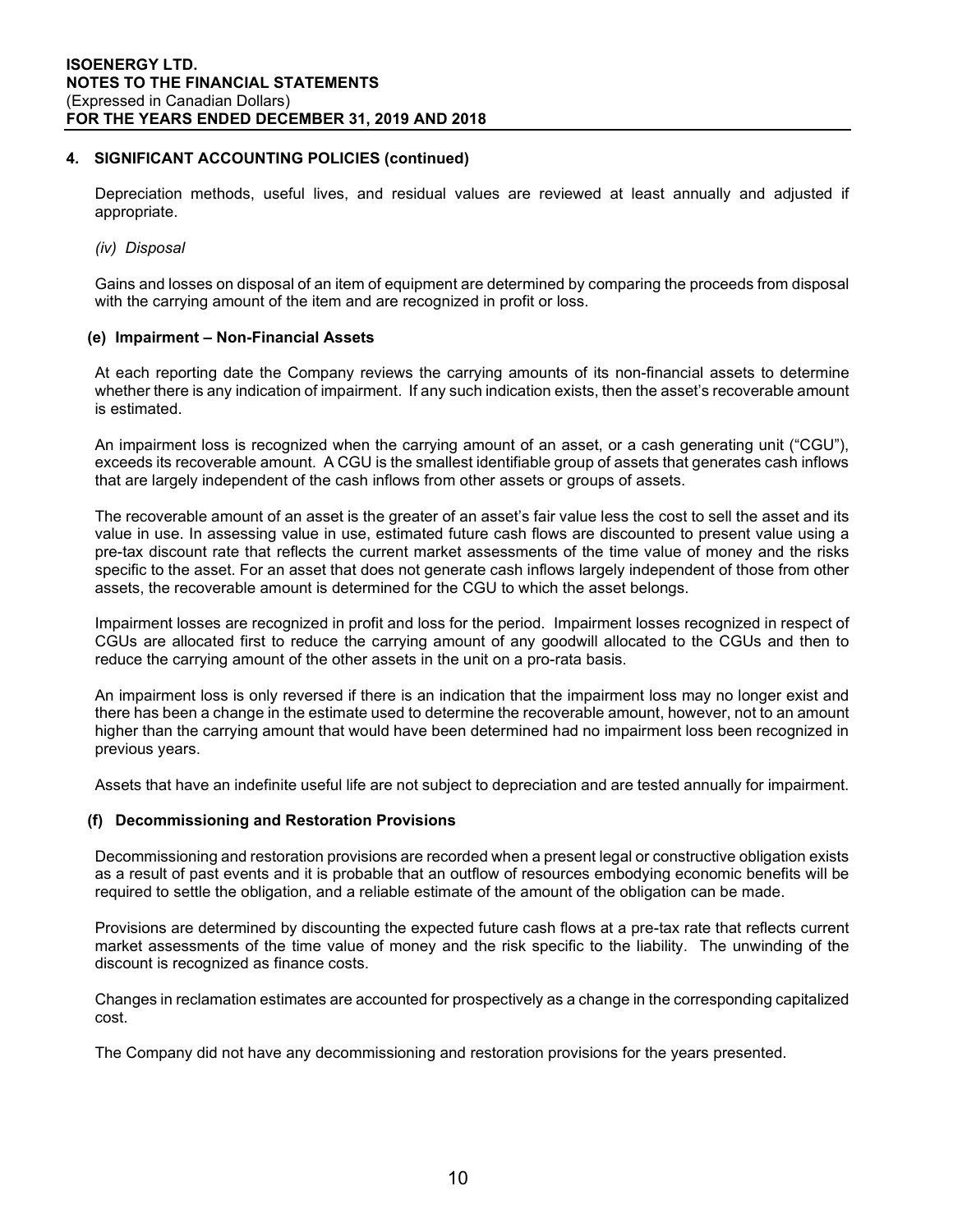## 4. SIGNIFICANT ACCOUNTING POLICIES (continued)

Depreciation methods, useful lives, and residual values are reviewed at least annually and adjusted if appropriate.

*(iv) Disposal*

Gains and losses on disposal of an item of equipment are determined by comparing the proceeds from disposal with the carrying amount of the item and are recognized in profit or loss.

### (e) Impairment – Non-Financial Assets

At each reporting date the Company reviews the carrying amounts of its non-financial assets to determine whether there is any indication of impairment. If any such indication exists, then the asset's recoverable amount is estimated.

An impairment loss is recognized when the carrying amount of an asset, or a cash generating unit ("CGU"), exceeds its recoverable amount. A CGU is the smallest identifiable group of assets that generates cash inflows that are largely independent of the cash inflows from other assets or groups of assets.

The recoverable amount of an asset is the greater of an asset's fair value less the cost to sell the asset and its value in use. In assessing value in use, estimated future cash flows are discounted to present value using a pre-tax discount rate that reflects the current market assessments of the time value of money and the risks specific to the asset. For an asset that does not generate cash inflows largely independent of those from other assets, the recoverable amount is determined for the CGU to which the asset belongs.

Impairment losses are recognized in profit and loss for the period. Impairment losses recognized in respect of CGUs are allocated first to reduce the carrying amount of any goodwill allocated to the CGUs and then to reduce the carrying amount of the other assets in the unit on a pro-rata basis.

An impairment loss is only reversed if there is an indication that the impairment loss may no longer exist and there has been a change in the estimate used to determine the recoverable amount, however, not to an amount higher than the carrying amount that would have been determined had no impairment loss been recognized in previous years.

Assets that have an indefinite useful life are not subject to depreciation and are tested annually for impairment.

### (f) Decommissioning and Restoration Provisions

Decommissioning and restoration provisions are recorded when a present legal or constructive obligation exists as a result of past events and it is probable that an outflow of resources embodying economic benefits will be required to settle the obligation, and a reliable estimate of the amount of the obligation can be made.

Provisions are determined by discounting the expected future cash flows at a pre-tax rate that reflects current market assessments of the time value of money and the risk specific to the liability. The unwinding of the discount is recognized as finance costs.

Changes in reclamation estimates are accounted for prospectively as a change in the corresponding capitalized cost.

The Company did not have any decommissioning and restoration provisions for the years presented.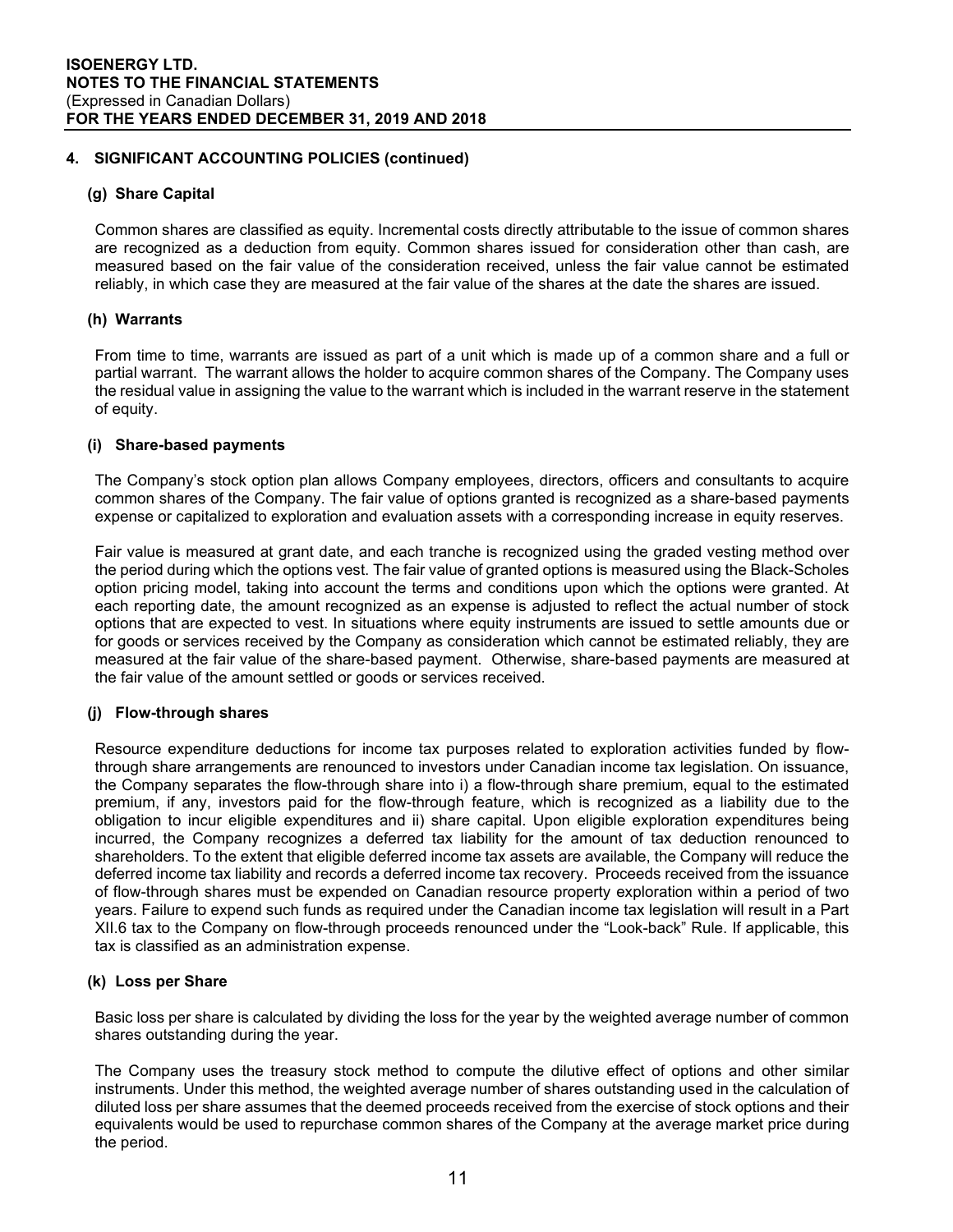## 4. SIGNIFICANT ACCOUNTING POLICIES (continued)

### (g) Share Capital

Common shares are classified as equity. Incremental costs directly attributable to the issue of common shares are recognized as a deduction from equity. Common shares issued for consideration other than cash, are measured based on the fair value of the consideration received, unless the fair value cannot be estimated reliably, in which case they are measured at the fair value of the shares at the date the shares are issued.

### (h) Warrants

From time to time, warrants are issued as part of a unit which is made up of a common share and a full or partial warrant. The warrant allows the holder to acquire common shares of the Company. The Company uses the residual value in assigning the value to the warrant which is included in the warrant reserve in the statement of equity.

### (i) Share-based payments

The Company's stock option plan allows Company employees, directors, officers and consultants to acquire common shares of the Company. The fair value of options granted is recognized as a share-based payments expense or capitalized to exploration and evaluation assets with a corresponding increase in equity reserves.

Fair value is measured at grant date, and each tranche is recognized using the graded vesting method over the period during which the options vest. The fair value of granted options is measured using the Black-Scholes option pricing model, taking into account the terms and conditions upon which the options were granted. At each reporting date, the amount recognized as an expense is adjusted to reflect the actual number of stock options that are expected to vest. In situations where equity instruments are issued to settle amounts due or for goods or services received by the Company as consideration which cannot be estimated reliably, they are measured at the fair value of the share-based payment. Otherwise, share-based payments are measured at the fair value of the amount settled or goods or services received.

### (j) Flow-through shares

Resource expenditure deductions for income tax purposes related to exploration activities funded by flow-through share arrangements are renounced to investors under Canadian income tax legislation. On issuance, the Company separates the flow-through share into i) a flow-through share premium, equal to the estimated premium, if any, investors paid for the flow-through feature, which is recognized as a liability due to the obligation to incur eligible expenditures and ii) share capital. Upon eligible exploration expenditures being incurred, the Company recognizes a deferred tax liability for the amount of tax deduction renounced to shareholders. To the extent that eligible deferred income tax assets are available, the Company will reduce the deferred income tax liability and records a deferred income tax recovery. Proceeds received from the issuance of flow-through shares must be expended on Canadian resource property exploration within a period of two years. Failure to expend such funds as required under the Canadian income tax legislation will result in a Part XII.6 tax to the Company on flow-through proceeds renounced under the "Look-back" Rule. If applicable, this tax is classified as an administration expense.

### (k) Loss per Share

Basic loss per share is calculated by dividing the loss for the year by the weighted average number of common shares outstanding during the year.

The Company uses the treasury stock method to compute the dilutive effect of options and other similar instruments. Under this method, the weighted average number of shares outstanding used in the calculation of diluted loss per share assumes that the deemed proceeds received from the exercise of stock options and their equivalents would be used to repurchase common shares of the Company at the average market price during the period.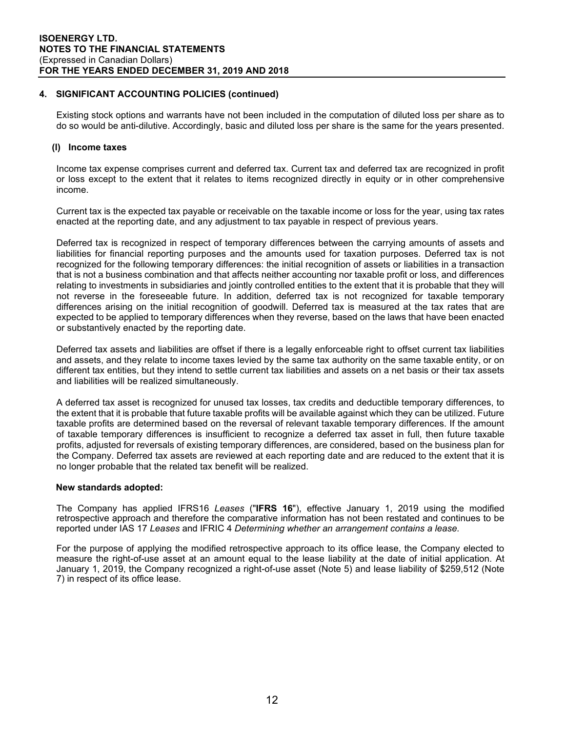## 4. SIGNIFICANT ACCOUNTING POLICIES (continued)

Existing stock options and warrants have not been included in the computation of diluted loss per share as to do so would be anti-dilutive. Accordingly, basic and diluted loss per share is the same for the years presented.

### (l) Income taxes

Income tax expense comprises current and deferred tax. Current tax and deferred tax are recognized in profit or loss except to the extent that it relates to items recognized directly in equity or in other comprehensive income.

Current tax is the expected tax payable or receivable on the taxable income or loss for the year, using tax rates enacted at the reporting date, and any adjustment to tax payable in respect of previous years.

Deferred tax is recognized in respect of temporary differences between the carrying amounts of assets and liabilities for financial reporting purposes and the amounts used for taxation purposes. Deferred tax is not recognized for the following temporary differences: the initial recognition of assets or liabilities in a transaction that is not a business combination and that affects neither accounting nor taxable profit or loss, and differences relating to investments in subsidiaries and jointly controlled entities to the extent that it is probable that they will not reverse in the foreseeable future. In addition, deferred tax is not recognized for taxable temporary differences arising on the initial recognition of goodwill. Deferred tax is measured at the tax rates that are expected to be applied to temporary differences when they reverse, based on the laws that have been enacted or substantively enacted by the reporting date.

Deferred tax assets and liabilities are offset if there is a legally enforceable right to offset current tax liabilities and assets, and they relate to income taxes levied by the same tax authority on the same taxable entity, or on different tax entities, but they intend to settle current tax liabilities and assets on a net basis or their tax assets and liabilities will be realized simultaneously.

A deferred tax asset is recognized for unused tax losses, tax credits and deductible temporary differences, to the extent that it is probable that future taxable profits will be available against which they can be utilized. Future taxable profits are determined based on the reversal of relevant taxable temporary differences. If the amount of taxable temporary differences is insufficient to recognize a deferred tax asset in full, then future taxable profits, adjusted for reversals of existing temporary differences, are considered, based on the business plan for the Company. Deferred tax assets are reviewed at each reporting date and are reduced to the extent that it is no longer probable that the related tax benefit will be realized.

### New standards adopted:

The Company has applied IFRS16 *Leases* ("**IFRS 16**"), effective January 1, 2019 using the modified retrospective approach and therefore the comparative information has not been restated and continues to be reported under IAS 17 *Leases* and IFRIC 4 *Determining whether an arrangement contains a lease.*

For the purpose of applying the modified retrospective approach to its office lease, the Company elected to measure the right-of-use asset at an amount equal to the lease liability at the date of initial application. At January 1, 2019, the Company recognized a right-of-use asset (Note 5) and lease liability of $259,512 (Note 7) in respect of its office lease.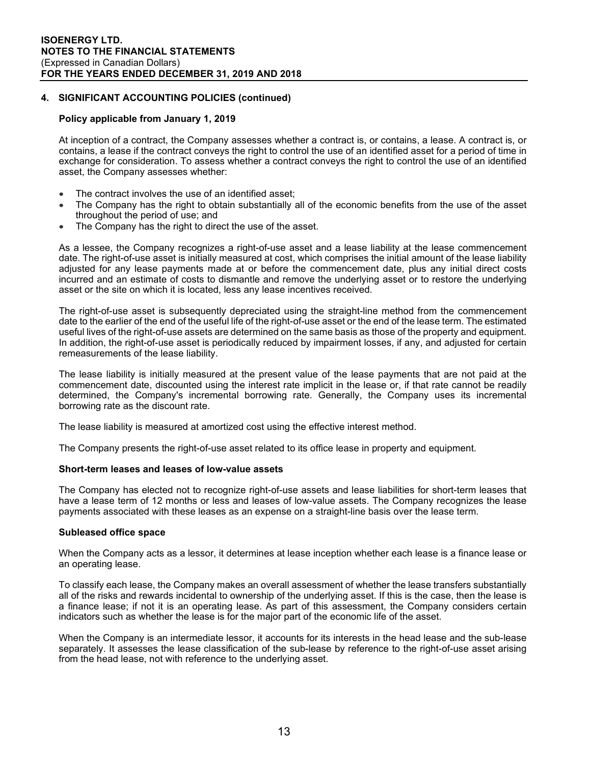## 4. SIGNIFICANT ACCOUNTING POLICIES (continued)

### Policy applicable from January 1, 2019

At inception of a contract, the Company assesses whether a contract is, or contains, a lease. A contract is, or contains, a lease if the contract conveys the right to control the use of an identified asset for a period of time in exchange for consideration. To assess whether a contract conveys the right to control the use of an identified asset, the Company assesses whether:

- The contract involves the use of an identified asset;
- The Company has the right to obtain substantially all of the economic benefits from the use of the asset throughout the period of use; and
- The Company has the right to direct the use of the asset.

As a lessee, the Company recognizes a right-of-use asset and a lease liability at the lease commencement date. The right-of-use asset is initially measured at cost, which comprises the initial amount of the lease liability adjusted for any lease payments made at or before the commencement date, plus any initial direct costs incurred and an estimate of costs to dismantle and remove the underlying asset or to restore the underlying asset or the site on which it is located, less any lease incentives received.

The right-of-use asset is subsequently depreciated using the straight-line method from the commencement date to the earlier of the end of the useful life of the right-of-use asset or the end of the lease term. The estimated useful lives of the right-of-use assets are determined on the same basis as those of the property and equipment. In addition, the right-of-use asset is periodically reduced by impairment losses, if any, and adjusted for certain remeasurements of the lease liability.

The lease liability is initially measured at the present value of the lease payments that are not paid at the commencement date, discounted using the interest rate implicit in the lease or, if that rate cannot be readily determined, the Company's incremental borrowing rate. Generally, the Company uses its incremental borrowing rate as the discount rate.

The lease liability is measured at amortized cost using the effective interest method.

The Company presents the right-of-use asset related to its office lease in property and equipment.

### Short-term leases and leases of low-value assets

The Company has elected not to recognize right-of-use assets and lease liabilities for short-term leases that have a lease term of 12 months or less and leases of low-value assets. The Company recognizes the lease payments associated with these leases as an expense on a straight-line basis over the lease term.

### Subleased office space

When the Company acts as a lessor, it determines at lease inception whether each lease is a finance lease or an operating lease.

To classify each lease, the Company makes an overall assessment of whether the lease transfers substantially all of the risks and rewards incidental to ownership of the underlying asset. If this is the case, then the lease is a finance lease; if not it is an operating lease. As part of this assessment, the Company considers certain indicators such as whether the lease is for the major part of the economic life of the asset.

When the Company is an intermediate lessor, it accounts for its interests in the head lease and the sub-lease separately. It assesses the lease classification of the sub-lease by reference to the right-of-use asset arising from the head lease, not with reference to the underlying asset.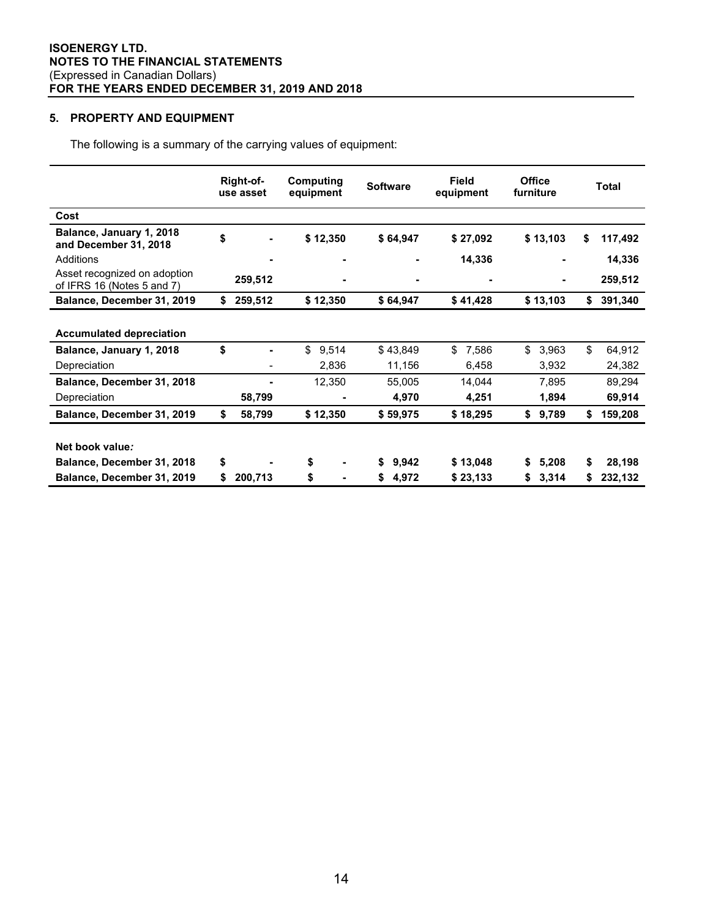## 5. PROPERTY AND EQUIPMENT

The following is a summary of the carrying values of equipment:

| | Right-of-use asset | Computing equipment | Software | Field equipment | Office furniture | Total |
|---|---|---|---|---|---|---|
| **Cost** | | | | | | |
| **Balance, January 1, 2018 and December 31, 2018** | **$ -** | **$ 12,350** | **$ 64,947** | **$ 27,092** | **$ 13,103** | **$ 117,492** |
| Additions | **-** | **-** | **-** | **14,336** | **-** | **14,336** |
| Asset recognized on adoption of IFRS 16 (Notes 5 and 7) | **259,512** | **-** | **-** | **-** | **-** | **259,512** |
| **Balance, December 31, 2019** | **$ 259,512** | **$ 12,350** | **$ 64,947** | **$ 41,428** | **$ 13,103** | **$ 391,340** |
| **Accumulated depreciation** | | | | | | |
| **Balance, January 1, 2018** | **$ -** | $ 9,514 | $ 43,849 | $ 7,586 | $ 3,963 | $ 64,912 |
| Depreciation | - | 2,836 | 11,156 | 6,458 | 3,932 | 24,382 |
| **Balance, December 31, 2018** | **-** | 12,350 | 55,005 | 14,044 | 7,895 | 89,294 |
| Depreciation | **58,799** | **-** | **4,970** | **4,251** | **1,894** | **69,914** |
| **Balance, December 31, 2019** | **$ 58,799** | **$ 12,350** | **$ 59,975** | **$ 18,295** | **$ 9,789** | **$ 159,208** |
| **Net book value*:*** | | | | | | |
| **Balance, December 31, 2018** | **$ -** | **$ -** | **$ 9,942** | **$ 13,048** | **$ 5,208** | **$ 28,198** |
| **Balance, December 31, 2019** | **$ 200,713** | **$ -** | **$ 4,972** | **$ 23,133** | **$ 3,314** | **$ 232,132** |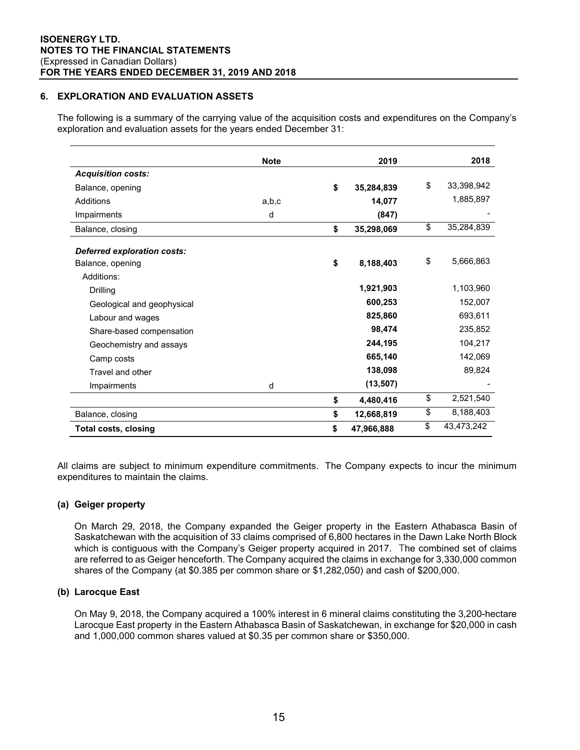## 6. EXPLORATION AND EVALUATION ASSETS

The following is a summary of the carrying value of the acquisition costs and expenditures on the Company's exploration and evaluation assets for the years ended December 31:

| | Note | 2019 | 2018 |
|---|---|---|---|
| ***Acquisition costs:*** | | | |
| Balance, opening | | **$ 35,284,839** | $ 33,398,942 |
| Additions | a,b,c | **14,077** | 1,885,897 |
| Impairments | d | **(847)** | - |
| Balance, closing | | **$ 35,298,069** | $ 35,284,839 |
| ***Deferred exploration costs:*** | | | |
| Balance, opening | | **$ 8,188,403** | $ 5,666,863 |
| Additions: | | | |
| Drilling | | **1,921,903** | 1,103,960 |
| Geological and geophysical | | **600,253** | 152,007 |
| Labour and wages | | **825,860** | 693,611 |
| Share-based compensation | | **98,474** | 235,852 |
| Geochemistry and assays | | **244,195** | 104,217 |
| Camp costs | | **665,140** | 142,069 |
| Travel and other | | **138,098** | 89,824 |
| Impairments | d | **(13,507)** | - |
| | | **$ 4,480,416** | $ 2,521,540 |
| Balance, closing | | **$ 12,668,819** | $ 8,188,403 |
| **Total costs, closing** | | **$ 47,966,888** | $ 43,473,242 |

All claims are subject to minimum expenditure commitments. The Company expects to incur the minimum expenditures to maintain the claims.

### (a) Geiger property

On March 29, 2018, the Company expanded the Geiger property in the Eastern Athabasca Basin of Saskatchewan with the acquisition of 33 claims comprised of 6,800 hectares in the Dawn Lake North Block which is contiguous with the Company's Geiger property acquired in 2017. The combined set of claims are referred to as Geiger henceforth. The Company acquired the claims in exchange for 3,330,000 common shares of the Company (at $0.385 per common share or $1,282,050) and cash of $200,000.

### (b) Larocque East

On May 9, 2018, the Company acquired a 100% interest in 6 mineral claims constituting the 3,200-hectare Larocque East property in the Eastern Athabasca Basin of Saskatchewan, in exchange for $20,000 in cash and 1,000,000 common shares valued at $0.35 per common share or $350,000.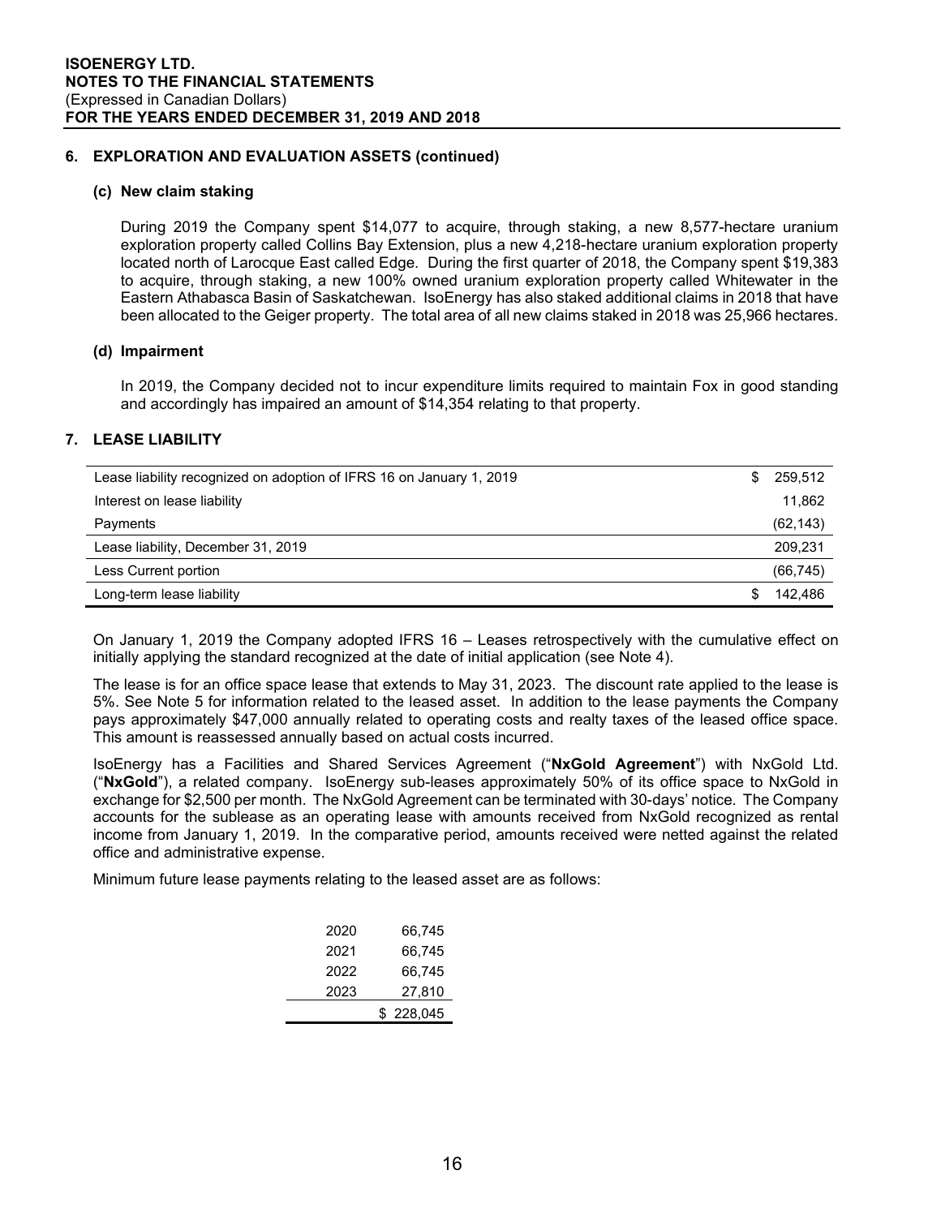## 6. EXPLORATION AND EVALUATION ASSETS (continued)

### (c) New claim staking

During 2019 the Company spent $14,077 to acquire, through staking, a new 8,577-hectare uranium exploration property called Collins Bay Extension, plus a new 4,218-hectare uranium exploration property located north of Larocque East called Edge. During the first quarter of 2018, the Company spent $19,383 to acquire, through staking, a new 100% owned uranium exploration property called Whitewater in the Eastern Athabasca Basin of Saskatchewan. IsoEnergy has also staked additional claims in 2018 that have been allocated to the Geiger property. The total area of all new claims staked in 2018 was 25,966 hectares.

### (d) Impairment

In 2019, the Company decided not to incur expenditure limits required to maintain Fox in good standing and accordingly has impaired an amount of $14,354 relating to that property.

## 7. LEASE LIABILITY

| | |
|---|---|
| Lease liability recognized on adoption of IFRS 16 on January 1, 2019 | $ 259,512 |
| Interest on lease liability | 11,862 |
| Payments | (62,143) |
| Lease liability, December 31, 2019 | 209,231 |
| Less Current portion | (66,745) |
| Long-term lease liability | $ 142,486 |

On January 1, 2019 the Company adopted IFRS 16 – Leases retrospectively with the cumulative effect on initially applying the standard recognized at the date of initial application (see Note 4).

The lease is for an office space lease that extends to May 31, 2023. The discount rate applied to the lease is 5%. See Note 5 for information related to the leased asset. In addition to the lease payments the Company pays approximately $47,000 annually related to operating costs and realty taxes of the leased office space. This amount is reassessed annually based on actual costs incurred.

IsoEnergy has a Facilities and Shared Services Agreement ("**NxGold Agreement**") with NxGold Ltd. ("**NxGold**"), a related company. IsoEnergy sub-leases approximately 50% of its office space to NxGold in exchange for $2,500 per month. The NxGold Agreement can be terminated with 30-days' notice. The Company accounts for the sublease as an operating lease with amounts received from NxGold recognized as rental income from January 1, 2019. In the comparative period, amounts received were netted against the related office and administrative expense.

Minimum future lease payments relating to the leased asset are as follows:

| | |
|---|---|
| 2020 | 66,745 |
| 2021 | 66,745 |
| 2022 | 66,745 |
| 2023 | 27,810 |
| | $ 228,045 |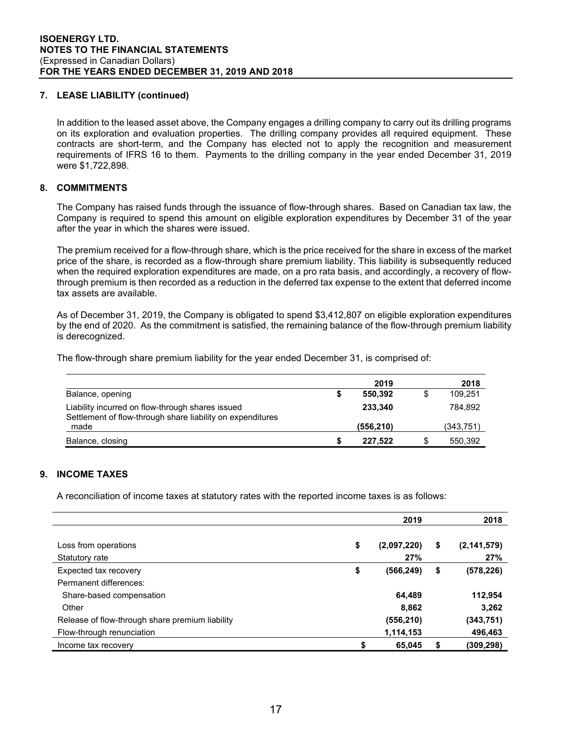## 7. LEASE LIABILITY (continued)

In addition to the leased asset above, the Company engages a drilling company to carry out its drilling programs on its exploration and evaluation properties. The drilling company provides all required equipment. These contracts are short-term, and the Company has elected not to apply the recognition and measurement requirements of IFRS 16 to them. Payments to the drilling company in the year ended December 31, 2019 were $1,722,898.

## 8. COMMITMENTS

The Company has raised funds through the issuance of flow-through shares. Based on Canadian tax law, the Company is required to spend this amount on eligible exploration expenditures by December 31 of the year after the year in which the shares were issued.

The premium received for a flow-through share, which is the price received for the share in excess of the market price of the share, is recorded as a flow-through share premium liability. This liability is subsequently reduced when the required exploration expenditures are made, on a pro rata basis, and accordingly, a recovery of flow-through premium is then recorded as a reduction in the deferred tax expense to the extent that deferred income tax assets are available.

As of December 31, 2019, the Company is obligated to spend $3,412,807 on eligible exploration expenditures by the end of 2020. As the commitment is satisfied, the remaining balance of the flow-through premium liability is derecognized.

The flow-through share premium liability for the year ended December 31, is comprised of:

| | 2019 | 2018 |
|---|---|---|
| Balance, opening | $ 550,392 | $ 109,251 |
| Liability incurred on flow-through shares issued | 233,340 | 784,892 |
| Settlement of flow-through share liability on expenditures made | (556,210) | (343,751) |
| Balance, closing | $ 227,522 | $ 550,392 |

## 9. INCOME TAXES

A reconciliation of income taxes at statutory rates with the reported income taxes is as follows:

| | 2019 | 2018 |
|---|---|---|
| Loss from operations | $ (2,097,220) | $ (2,141,579) |
| Statutory rate | 27% | 27% |
| Expected tax recovery | $ (566,249) | $ (578,226) |
| Permanent differences: | | |
| Share-based compensation | 64,489 | 112,954 |
| Other | 8,862 | 3,262 |
| Release of flow-through share premium liability | (556,210) | (343,751) |
| Flow-through renunciation | 1,114,153 | 496,463 |
| Income tax recovery | $ 65,045 | $ (309,298) |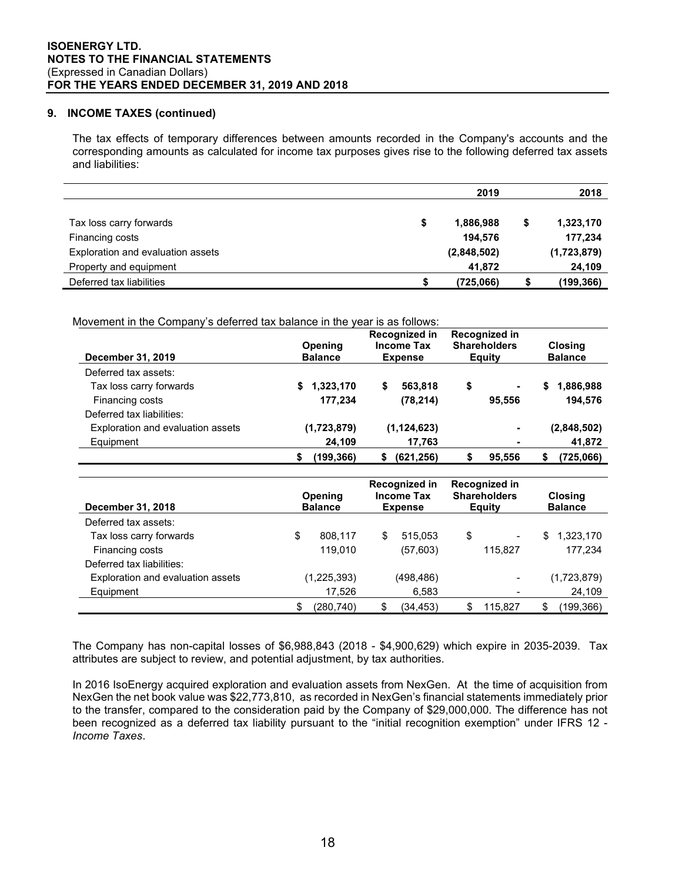## 9. INCOME TAXES (continued)

The tax effects of temporary differences between amounts recorded in the Company's accounts and the corresponding amounts as calculated for income tax purposes gives rise to the following deferred tax assets and liabilities:

| | 2019 | 2018 |
|---|---|---|
| Tax loss carry forwards | $ 1,886,988 | $ 1,323,170 |
| Financing costs | 194,576 | 177,234 |
| Exploration and evaluation assets | (2,848,502) | (1,723,879) |
| Property and equipment | 41,872 | 24,109 |
| Deferred tax liabilities | $ (725,066) | $ (199,366) |

Movement in the Company's deferred tax balance in the year is as follows:

| December 31, 2019 | Opening Balance | Recognized in Income Tax Expense | Recognized in Shareholders Equity | Closing Balance |
|---|---|---|---|---|
| Deferred tax assets: | | | | |
| Tax loss carry forwards | $ 1,323,170 | $ 563,818 | $ - | $ 1,886,988 |
| Financing costs | 177,234 | (78,214) | 95,556 | 194,576 |
| Deferred tax liabilities: | | | | |
| Exploration and evaluation assets | (1,723,879) | (1,124,623) | - | (2,848,502) |
| Equipment | 24,109 | 17,763 | - | 41,872 |
| | $ (199,366) | $ (621,256) | $ 95,556 | $ (725,066) |

| December 31, 2018 | Opening Balance | Recognized in Income Tax Expense | Recognized in Shareholders Equity | Closing Balance |
|---|---|---|---|---|
| Deferred tax assets: | | | | |
| Tax loss carry forwards | $ 808,117 | $ 515,053 | $ - | $ 1,323,170 |
| Financing costs | 119,010 | (57,603) | 115,827 | 177,234 |
| Deferred tax liabilities: | | | | |
| Exploration and evaluation assets | (1,225,393) | (498,486) | - | (1,723,879) |
| Equipment | 17,526 | 6,583 | - | 24,109 |
| | $ (280,740) | $ (34,453) | $ 115,827 | $ (199,366) |

The Company has non-capital losses of $6,988,843 (2018 - $4,900,629) which expire in 2035-2039. Tax attributes are subject to review, and potential adjustment, by tax authorities.

In 2016 IsoEnergy acquired exploration and evaluation assets from NexGen. At the time of acquisition from NexGen the net book value was $22,773,810, as recorded in NexGen's financial statements immediately prior to the transfer, compared to the consideration paid by the Company of $29,000,000. The difference has not been recognized as a deferred tax liability pursuant to the "initial recognition exemption" under IFRS 12 - *Income Taxes*.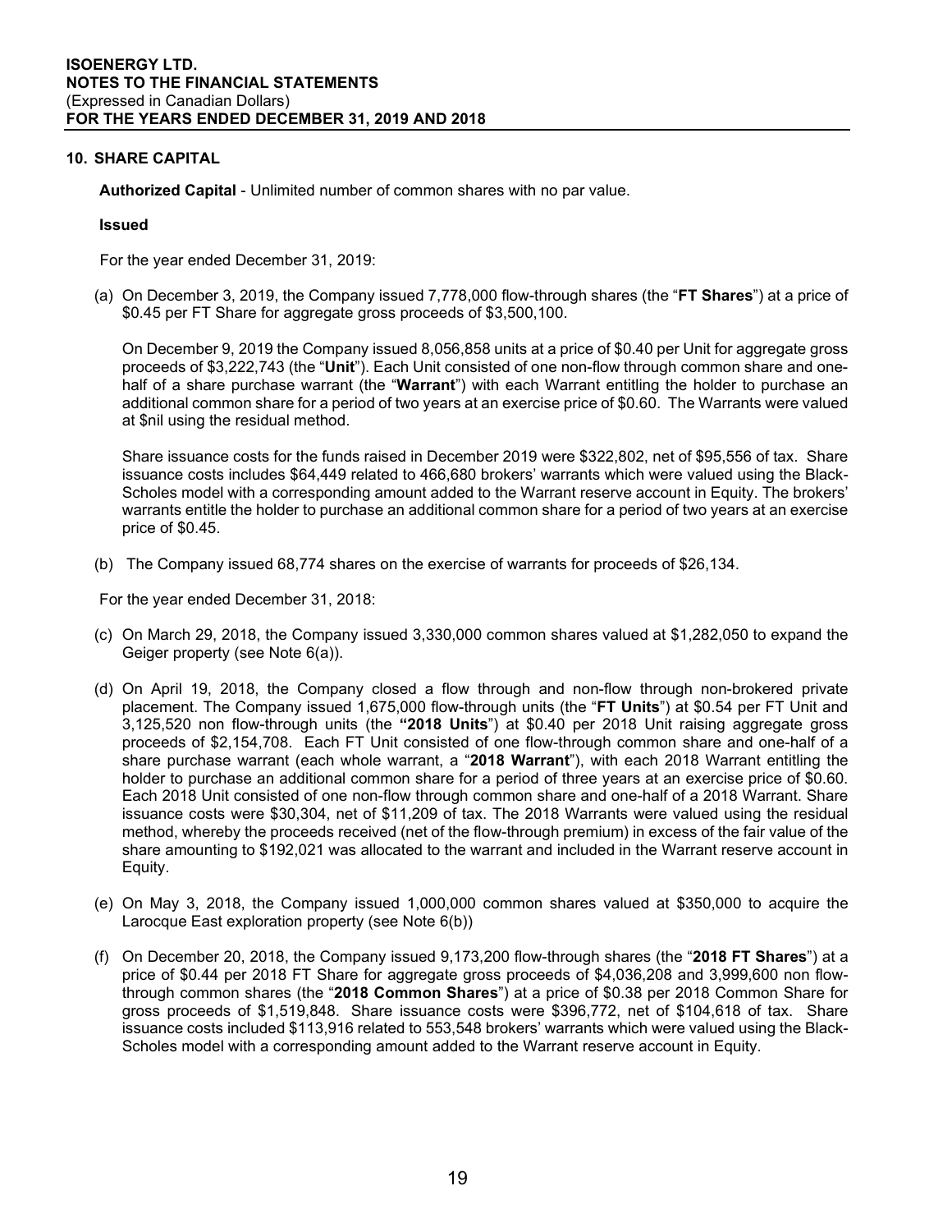## 10. SHARE CAPITAL

**Authorized Capital** - Unlimited number of common shares with no par value.

**Issued**

For the year ended December 31, 2019:

(a) On December 3, 2019, the Company issued 7,778,000 flow-through shares (the "**FT Shares**") at a price of $0.45 per FT Share for aggregate gross proceeds of $3,500,100.

On December 9, 2019 the Company issued 8,056,858 units at a price of $0.40 per Unit for aggregate gross proceeds of $3,222,743 (the "**Unit**"). Each Unit consisted of one non-flow through common share and one-half of a share purchase warrant (the "**Warrant**") with each Warrant entitling the holder to purchase an additional common share for a period of two years at an exercise price of $0.60. The Warrants were valued at $nil using the residual method.

Share issuance costs for the funds raised in December 2019 were $322,802, net of $95,556 of tax. Share issuance costs includes $64,449 related to 466,680 brokers' warrants which were valued using the Black-Scholes model with a corresponding amount added to the Warrant reserve account in Equity. The brokers' warrants entitle the holder to purchase an additional common share for a period of two years at an exercise price of $0.45.

(b) The Company issued 68,774 shares on the exercise of warrants for proceeds of $26,134.

For the year ended December 31, 2018:

(c) On March 29, 2018, the Company issued 3,330,000 common shares valued at $1,282,050 to expand the Geiger property (see Note 6(a)).

(d) On April 19, 2018, the Company closed a flow through and non-flow through non-brokered private placement. The Company issued 1,675,000 flow-through units (the "**FT Units**") at $0.54 per FT Unit and 3,125,520 non flow-through units (the **"2018 Units**") at $0.40 per 2018 Unit raising aggregate gross proceeds of $2,154,708. Each FT Unit consisted of one flow-through common share and one-half of a share purchase warrant (each whole warrant, a "**2018 Warrant**"), with each 2018 Warrant entitling the holder to purchase an additional common share for a period of three years at an exercise price of $0.60. Each 2018 Unit consisted of one non-flow through common share and one-half of a 2018 Warrant. Share issuance costs were $30,304, net of $11,209 of tax. The 2018 Warrants were valued using the residual method, whereby the proceeds received (net of the flow-through premium) in excess of the fair value of the share amounting to $192,021 was allocated to the warrant and included in the Warrant reserve account in Equity.

(e) On May 3, 2018, the Company issued 1,000,000 common shares valued at $350,000 to acquire the Larocque East exploration property (see Note 6(b))

(f) On December 20, 2018, the Company issued 9,173,200 flow-through shares (the "**2018 FT Shares**") at a price of $0.44 per 2018 FT Share for aggregate gross proceeds of $4,036,208 and 3,999,600 non flow-through common shares (the "**2018 Common Shares**") at a price of $0.38 per 2018 Common Share for gross proceeds of $1,519,848. Share issuance costs were $396,772, net of $104,618 of tax. Share issuance costs included $113,916 related to 553,548 brokers' warrants which were valued using the Black-Scholes model with a corresponding amount added to the Warrant reserve account in Equity.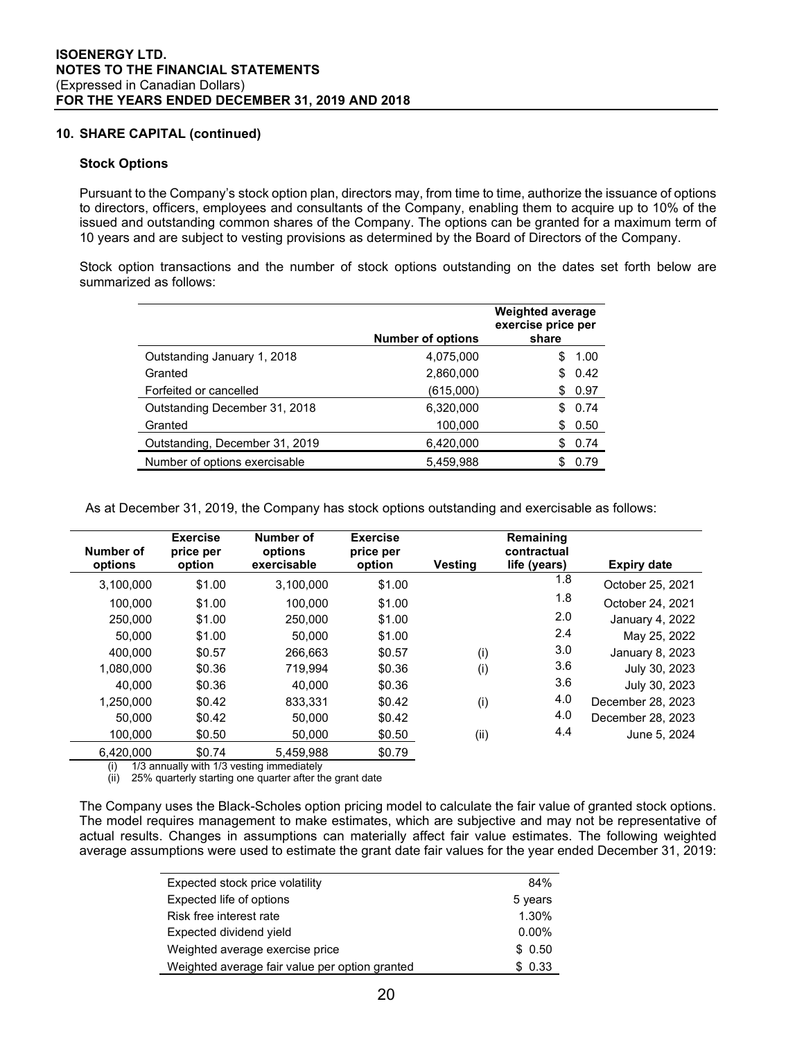# ISOENERGY LTD.
## NOTES TO THE FINANCIAL STATEMENTS
(Expressed in Canadian Dollars)
**FOR THE YEARS ENDED DECEMBER 31, 2019 AND 2018**

### 10. SHARE CAPITAL (continued)

**Stock Options**

Pursuant to the Company's stock option plan, directors may, from time to time, authorize the issuance of options to directors, officers, employees and consultants of the Company, enabling them to acquire up to 10% of the issued and outstanding common shares of the Company. The options can be granted for a maximum term of 10 years and are subject to vesting provisions as determined by the Board of Directors of the Company.

Stock option transactions and the number of stock options outstanding on the dates set forth below are summarized as follows:

| | Number of options | Weighted average exercise price per share |
|---|---|---|
| Outstanding January 1, 2018 | 4,075,000 | $ 1.00 |
| Granted | 2,860,000 | $ 0.42 |
| Forfeited or cancelled | (615,000) | $ 0.97 |
| Outstanding December 31, 2018 | 6,320,000 | $ 0.74 |
| Granted | 100,000 | $ 0.50 |
| Outstanding, December 31, 2019 | 6,420,000 | $ 0.74 |
| Number of options exercisable | 5,459,988 | $ 0.79 |

As at December 31, 2019, the Company has stock options outstanding and exercisable as follows:

| Number of options | Exercise price per option | Number of options exercisable | Exercise price per option | Vesting | Remaining contractual life (years) | Expiry date |
|---|---|---|---|---|---|---|
| 3,100,000 | $1.00 | 3,100,000 | $1.00 | | 1.8 | October 25, 2021 |
| 100,000 | $1.00 | 100,000 | $1.00 | | 1.8 | October 24, 2021 |
| 250,000 | $1.00 | 250,000 | $1.00 | | 2.0 | January 4, 2022 |
| 50,000 | $1.00 | 50,000 | $1.00 | | 2.4 | May 25, 2022 |
| 400,000 | $0.57 | 266,663 | $0.57 | (i) | 3.0 | January 8, 2023 |
| 1,080,000 | $0.36 | 719,994 | $0.36 | (i) | 3.6 | July 30, 2023 |
| 40,000 | $0.36 | 40,000 | $0.36 | | 3.6 | July 30, 2023 |
| 1,250,000 | $0.42 | 833,331 | $0.42 | (i) | 4.0 | December 28, 2023 |
| 50,000 | $0.42 | 50,000 | $0.42 | | 4.0 | December 28, 2023 |
| 100,000 | $0.50 | 50,000 | $0.50 | (ii) | 4.4 | June 5, 2024 |
| 6,420,000 | $0.74 | 5,459,988 | $0.79 | | | |

(i) 1/3 annually with 1/3 vesting immediately
(ii) 25% quarterly starting one quarter after the grant date

The Company uses the Black-Scholes option pricing model to calculate the fair value of granted stock options. The model requires management to make estimates, which are subjective and may not be representative of actual results. Changes in assumptions can materially affect fair value estimates. The following weighted average assumptions were used to estimate the grant date fair values for the year ended December 31, 2019:

| | |
|---|---|
| Expected stock price volatility | 84% |
| Expected life of options | 5 years |
| Risk free interest rate | 1.30% |
| Expected dividend yield | 0.00% |
| Weighted average exercise price | $ 0.50 |
| Weighted average fair value per option granted | $ 0.33 |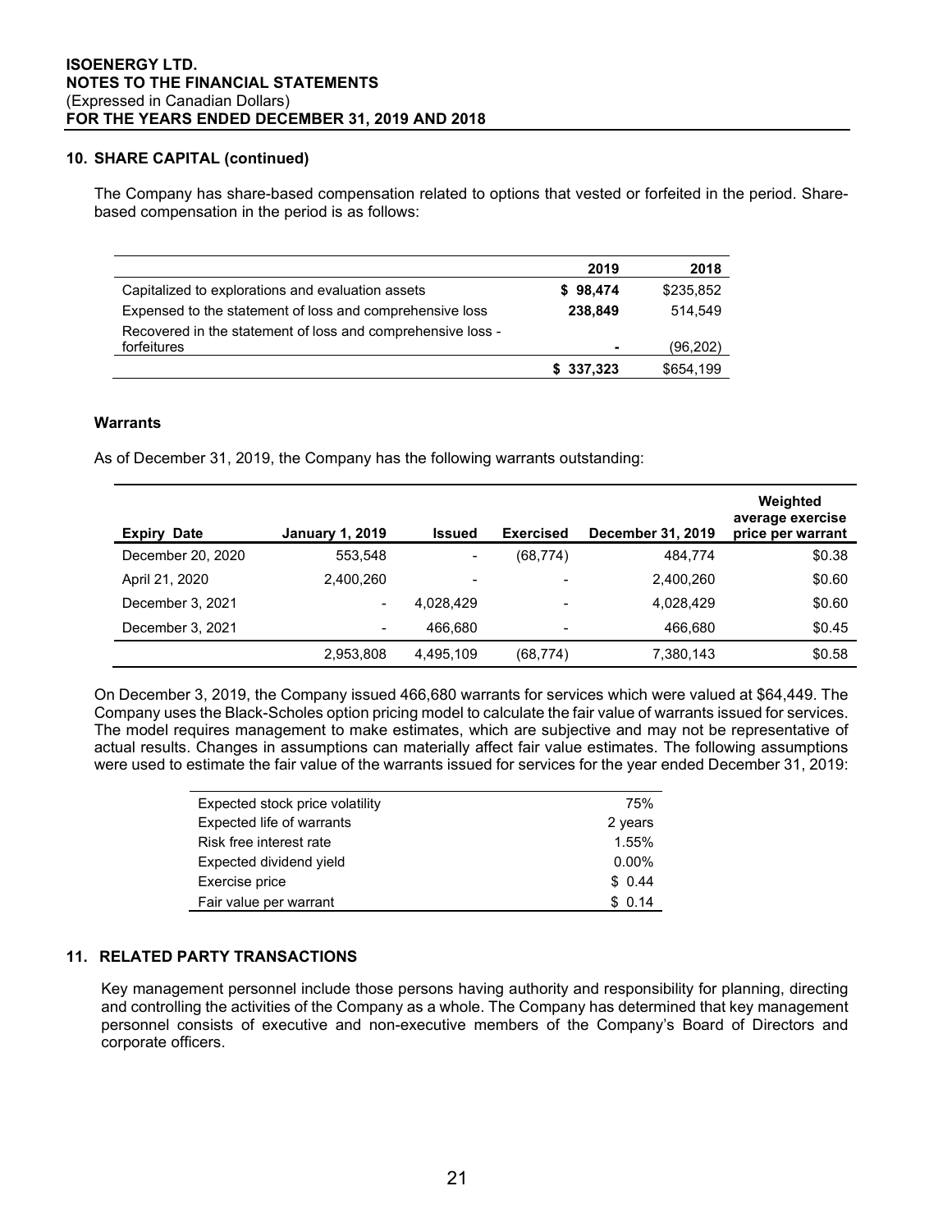## 10. SHARE CAPITAL (continued)

The Company has share-based compensation related to options that vested or forfeited in the period. Share-based compensation in the period is as follows:

| | 2019 | 2018 |
|---|---|---|
| Capitalized to explorations and evaluation assets | **$ 98,474** | $235,852 |
| Expensed to the statement of loss and comprehensive loss | **238,849** | 514,549 |
| Recovered in the statement of loss and comprehensive loss - forfeitures | **-** | (96,202) |
| | **$ 337,323** | $654,199 |

### Warrants

As of December 31, 2019, the Company has the following warrants outstanding:

| Expiry Date | January 1, 2019 | Issued | Exercised | December 31, 2019 | Weighted average exercise price per warrant |
|---|---|---|---|---|---|
| December 20, 2020 | 553,548 | - | (68,774) | 484,774 | $0.38 |
| April 21, 2020 | 2,400,260 | - | - | 2,400,260 | $0.60 |
| December 3, 2021 | - | 4,028,429 | - | 4,028,429 | $0.60 |
| December 3, 2021 | - | 466,680 | - | 466,680 | $0.45 |
| | 2,953,808 | 4,495,109 | (68,774) | 7,380,143 | $0.58 |

On December 3, 2019, the Company issued 466,680 warrants for services which were valued at $64,449. The Company uses the Black-Scholes option pricing model to calculate the fair value of warrants issued for services. The model requires management to make estimates, which are subjective and may not be representative of actual results. Changes in assumptions can materially affect fair value estimates. The following assumptions were used to estimate the fair value of the warrants issued for services for the year ended December 31, 2019:

| | |
|---|---|
| Expected stock price volatility | 75% |
| Expected life of warrants | 2 years |
| Risk free interest rate | 1.55% |
| Expected dividend yield | 0.00% |
| Exercise price | $ 0.44 |
| Fair value per warrant | $ 0.14 |

## 11. RELATED PARTY TRANSACTIONS

Key management personnel include those persons having authority and responsibility for planning, directing and controlling the activities of the Company as a whole. The Company has determined that key management personnel consists of executive and non-executive members of the Company's Board of Directors and corporate officers.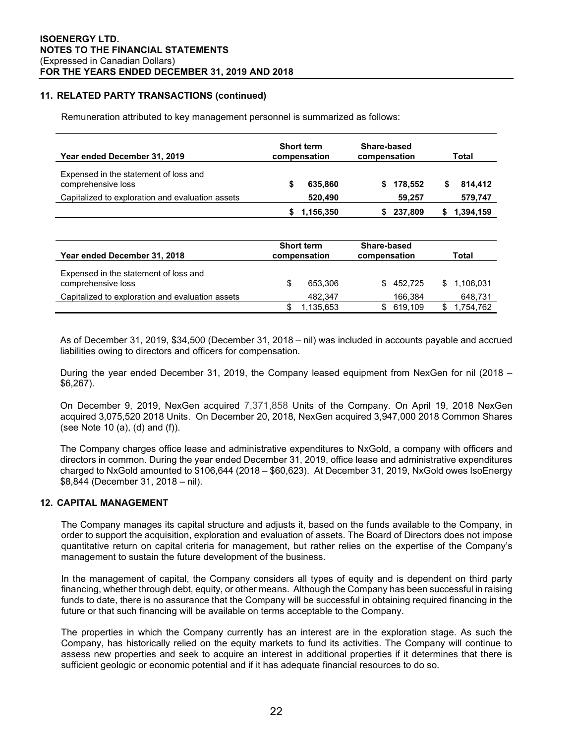## 11. RELATED PARTY TRANSACTIONS (continued)

Remuneration attributed to key management personnel is summarized as follows:

| Year ended December 31, 2019 | Short term compensation | Share-based compensation | Total |
|---|---|---|---|
| Expensed in the statement of loss and comprehensive loss | $ 635,860 | $ 178,552 | $ 814,412 |
| Capitalized to exploration and evaluation assets | 520,490 | 59,257 | 579,747 |
| | $ 1,156,350 | $ 237,809 | $ 1,394,159 |

| Year ended December 31, 2018 | Short term compensation | Share-based compensation | Total |
|---|---|---|---|
| Expensed in the statement of loss and comprehensive loss | $ 653,306 | $ 452,725 | $ 1,106,031 |
| Capitalized to exploration and evaluation assets | 482,347 | 166,384 | 648,731 |
| | $ 1,135,653 | $ 619,109 | $ 1,754,762 |

As of December 31, 2019, $34,500 (December 31, 2018 – nil) was included in accounts payable and accrued liabilities owing to directors and officers for compensation.

During the year ended December 31, 2019, the Company leased equipment from NexGen for nil (2018 – $6,267).

On December 9, 2019, NexGen acquired 7,371,858 Units of the Company. On April 19, 2018 NexGen acquired 3,075,520 2018 Units. On December 20, 2018, NexGen acquired 3,947,000 2018 Common Shares (see Note 10 (a), (d) and (f)).

The Company charges office lease and administrative expenditures to NxGold, a company with officers and directors in common. During the year ended December 31, 2019, office lease and administrative expenditures charged to NxGold amounted to $106,644 (2018 – $60,623). At December 31, 2019, NxGold owes IsoEnergy $8,844 (December 31, 2018 – nil).

## 12. CAPITAL MANAGEMENT

The Company manages its capital structure and adjusts it, based on the funds available to the Company, in order to support the acquisition, exploration and evaluation of assets. The Board of Directors does not impose quantitative return on capital criteria for management, but rather relies on the expertise of the Company's management to sustain the future development of the business.

In the management of capital, the Company considers all types of equity and is dependent on third party financing, whether through debt, equity, or other means. Although the Company has been successful in raising funds to date, there is no assurance that the Company will be successful in obtaining required financing in the future or that such financing will be available on terms acceptable to the Company.

The properties in which the Company currently has an interest are in the exploration stage. As such the Company, has historically relied on the equity markets to fund its activities. The Company will continue to assess new properties and seek to acquire an interest in additional properties if it determines that there is sufficient geologic or economic potential and if it has adequate financial resources to do so.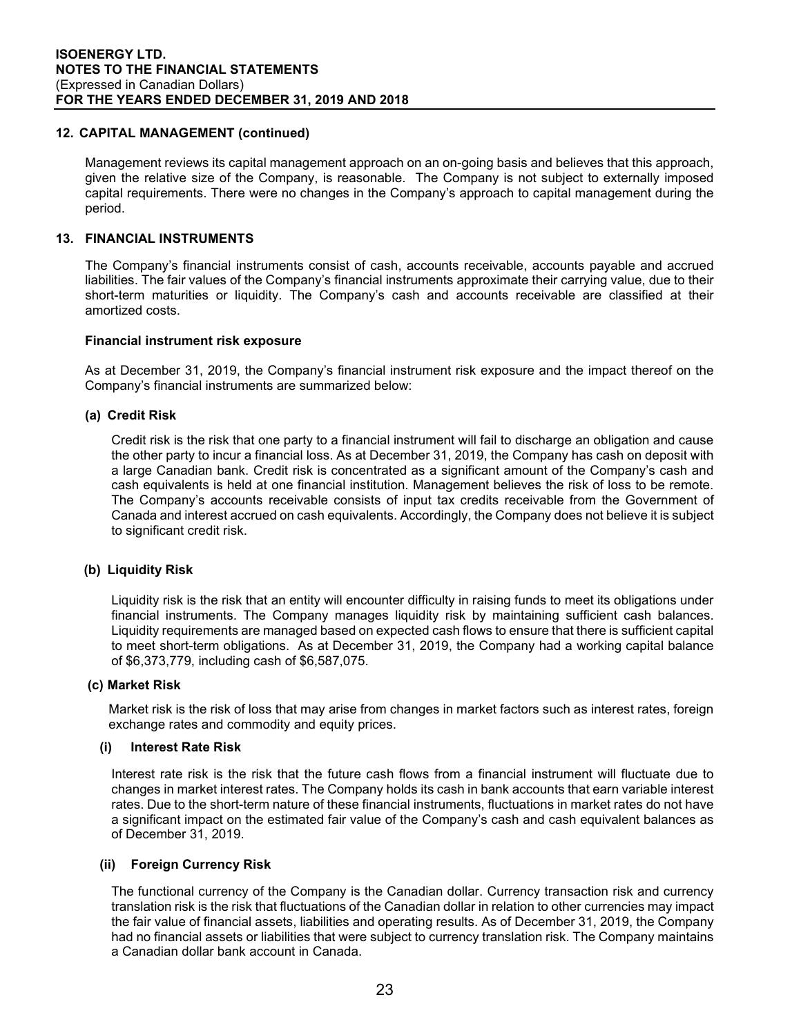## 12. CAPITAL MANAGEMENT (continued)

Management reviews its capital management approach on an on-going basis and believes that this approach, given the relative size of the Company, is reasonable. The Company is not subject to externally imposed capital requirements. There were no changes in the Company's approach to capital management during the period.

## 13. FINANCIAL INSTRUMENTS

The Company's financial instruments consist of cash, accounts receivable, accounts payable and accrued liabilities. The fair values of the Company's financial instruments approximate their carrying value, due to their short-term maturities or liquidity. The Company's cash and accounts receivable are classified at their amortized costs.

**Financial instrument risk exposure**

As at December 31, 2019, the Company's financial instrument risk exposure and the impact thereof on the Company's financial instruments are summarized below:

**(a) Credit Risk**

Credit risk is the risk that one party to a financial instrument will fail to discharge an obligation and cause the other party to incur a financial loss. As at December 31, 2019, the Company has cash on deposit with a large Canadian bank. Credit risk is concentrated as a significant amount of the Company's cash and cash equivalents is held at one financial institution. Management believes the risk of loss to be remote. The Company's accounts receivable consists of input tax credits receivable from the Government of Canada and interest accrued on cash equivalents. Accordingly, the Company does not believe it is subject to significant credit risk.

**(b) Liquidity Risk**

Liquidity risk is the risk that an entity will encounter difficulty in raising funds to meet its obligations under financial instruments. The Company manages liquidity risk by maintaining sufficient cash balances. Liquidity requirements are managed based on expected cash flows to ensure that there is sufficient capital to meet short-term obligations. As at December 31, 2019, the Company had a working capital balance of $6,373,779, including cash of $6,587,075.

**(c) Market Risk**

Market risk is the risk of loss that may arise from changes in market factors such as interest rates, foreign exchange rates and commodity and equity prices.

**(i) Interest Rate Risk**

Interest rate risk is the risk that the future cash flows from a financial instrument will fluctuate due to changes in market interest rates. The Company holds its cash in bank accounts that earn variable interest rates. Due to the short-term nature of these financial instruments, fluctuations in market rates do not have a significant impact on the estimated fair value of the Company's cash and cash equivalent balances as of December 31, 2019.

**(ii) Foreign Currency Risk**

The functional currency of the Company is the Canadian dollar. Currency transaction risk and currency translation risk is the risk that fluctuations of the Canadian dollar in relation to other currencies may impact the fair value of financial assets, liabilities and operating results. As of December 31, 2019, the Company had no financial assets or liabilities that were subject to currency translation risk. The Company maintains a Canadian dollar bank account in Canada.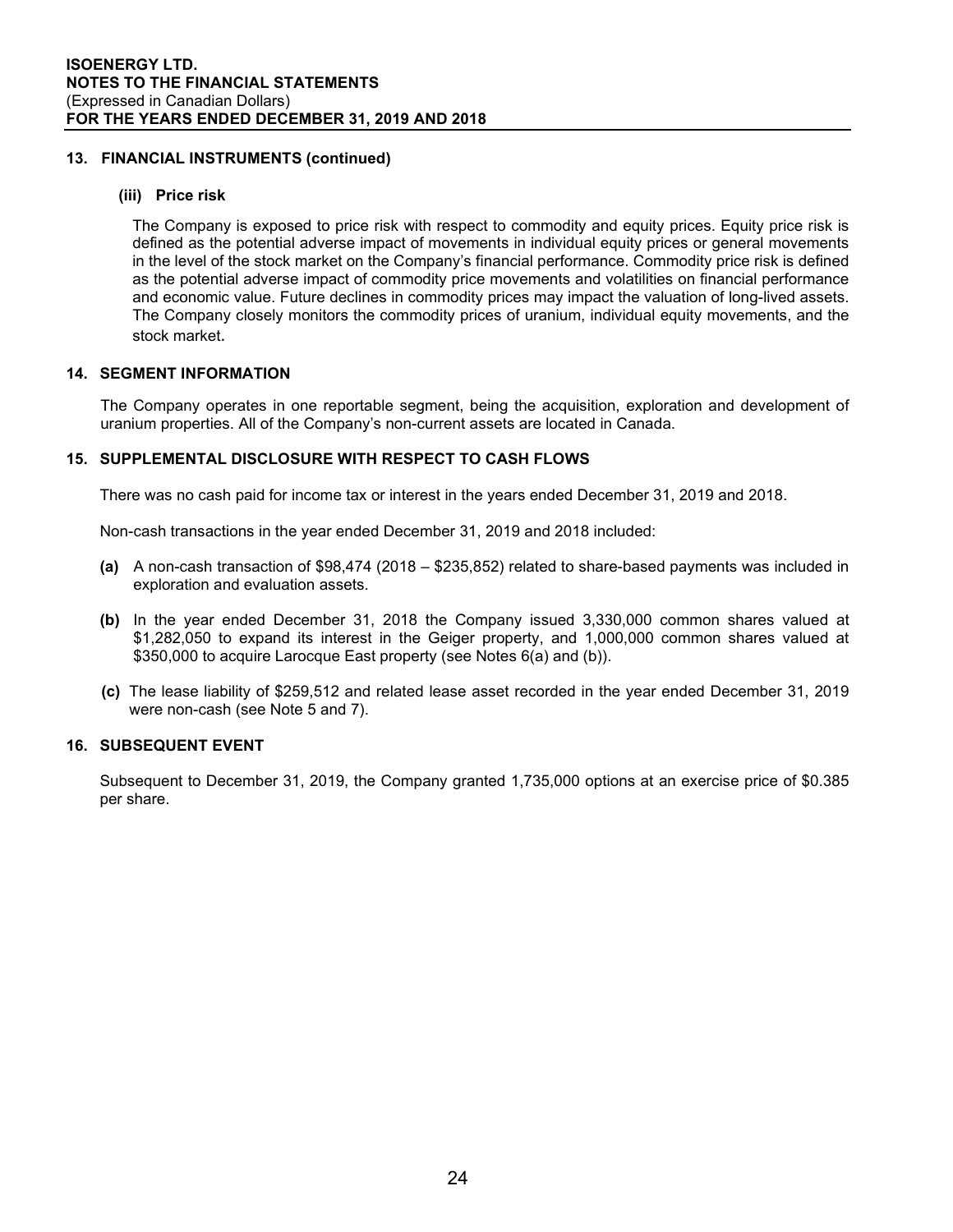## 13. FINANCIAL INSTRUMENTS (continued)

### (iii) Price risk

The Company is exposed to price risk with respect to commodity and equity prices. Equity price risk is defined as the potential adverse impact of movements in individual equity prices or general movements in the level of the stock market on the Company's financial performance. Commodity price risk is defined as the potential adverse impact of commodity price movements and volatilities on financial performance and economic value. Future declines in commodity prices may impact the valuation of long-lived assets. The Company closely monitors the commodity prices of uranium, individual equity movements, and the stock market.

## 14. SEGMENT INFORMATION

The Company operates in one reportable segment, being the acquisition, exploration and development of uranium properties. All of the Company's non-current assets are located in Canada.

## 15. SUPPLEMENTAL DISCLOSURE WITH RESPECT TO CASH FLOWS

There was no cash paid for income tax or interest in the years ended December 31, 2019 and 2018.

Non-cash transactions in the year ended December 31, 2019 and 2018 included:

**(a)** A non-cash transaction of $98,474 (2018 – $235,852) related to share-based payments was included in exploration and evaluation assets.

**(b)** In the year ended December 31, 2018 the Company issued 3,330,000 common shares valued at $1,282,050 to expand its interest in the Geiger property, and 1,000,000 common shares valued at $350,000 to acquire Larocque East property (see Notes 6(a) and (b)).

**(c)** The lease liability of $259,512 and related lease asset recorded in the year ended December 31, 2019 were non-cash (see Note 5 and 7).

## 16. SUBSEQUENT EVENT

Subsequent to December 31, 2019, the Company granted 1,735,000 options at an exercise price of $0.385 per share.